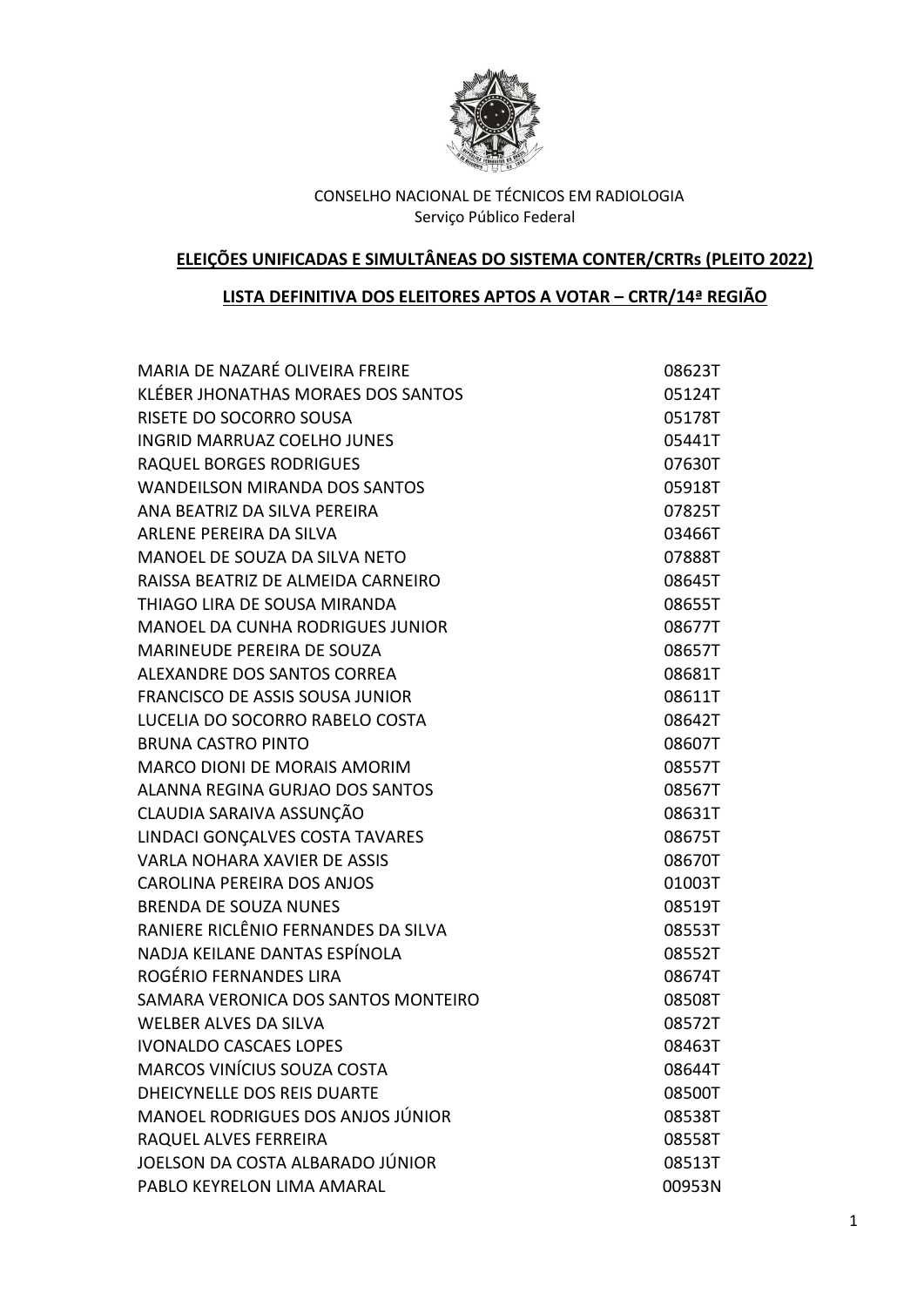CONSELHO NACIONAL DE TÉCNICOS EM RADIOLOGIA
Serviço Público Federal

**ELEIÇÕES UNIFICADAS E SIMULTÂNEAS DO SISTEMA CONTER/CRTRs (PLEITO 2022)**

**LISTA DEFINITIVA DOS ELEITORES APTOS A VOTAR – CRTR/14ª REGIÃO**

| | |
|---|---|
| MARIA DE NAZARÉ OLIVEIRA FREIRE | 08623T |
| KLÉBER JHONATHAS MORAES DOS SANTOS | 05124T |
| RISETE DO SOCORRO SOUSA | 05178T |
| INGRID MARRUAZ COELHO JUNES | 05441T |
| RAQUEL BORGES RODRIGUES | 07630T |
| WANDEILSON MIRANDA DOS SANTOS | 05918T |
| ANA BEATRIZ DA SILVA PEREIRA | 07825T |
| ARLENE PEREIRA DA SILVA | 03466T |
| MANOEL DE SOUZA DA SILVA NETO | 07888T |
| RAISSA BEATRIZ DE ALMEIDA CARNEIRO | 08645T |
| THIAGO LIRA DE SOUSA MIRANDA | 08655T |
| MANOEL DA CUNHA RODRIGUES JUNIOR | 08677T |
| MARINEUDE PEREIRA DE SOUZA | 08657T |
| ALEXANDRE DOS SANTOS CORREA | 08681T |
| FRANCISCO DE ASSIS SOUSA JUNIOR | 08611T |
| LUCELIA DO SOCORRO RABELO COSTA | 08642T |
| BRUNA CASTRO PINTO | 08607T |
| MARCO DIONI DE MORAIS AMORIM | 08557T |
| ALANNA REGINA GURJAO DOS SANTOS | 08567T |
| CLAUDIA SARAIVA ASSUNÇÃO | 08631T |
| LINDACI GONÇALVES COSTA TAVARES | 08675T |
| VARLA NOHARA XAVIER DE ASSIS | 08670T |
| CAROLINA PEREIRA DOS ANJOS | 01003T |
| BRENDA DE SOUZA NUNES | 08519T |
| RANIERE RICLÊNIO FERNANDES DA SILVA | 08553T |
| NADJA KEILANE DANTAS ESPÍNOLA | 08552T |
| ROGÉRIO FERNANDES LIRA | 08674T |
| SAMARA VERONICA DOS SANTOS MONTEIRO | 08508T |
| WELBER ALVES DA SILVA | 08572T |
| IVONALDO CASCAES LOPES | 08463T |
| MARCOS VINÍCIUS SOUZA COSTA | 08644T |
| DHEICYNELLE DOS REIS DUARTE | 08500T |
| MANOEL RODRIGUES DOS ANJOS JÚNIOR | 08538T |
| RAQUEL ALVES FERREIRA | 08558T |
| JOELSON DA COSTA ALBARADO JÚNIOR | 08513T |
| PABLO KEYRELON LIMA AMARAL | 00953N |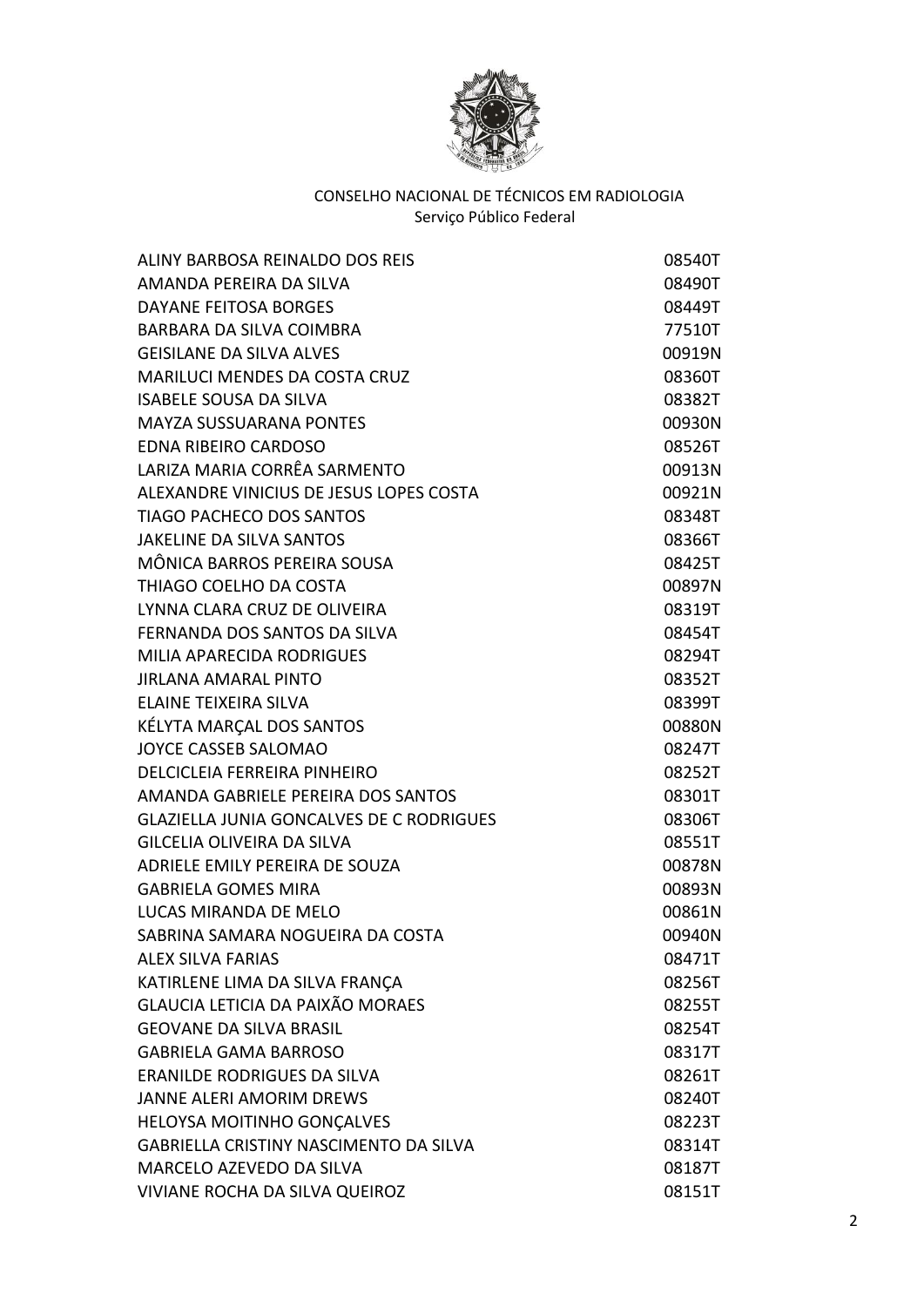CONSELHO NACIONAL DE TÉCNICOS EM RADIOLOGIA
Serviço Público Federal

| | |
|---|---|
| ALINY BARBOSA REINALDO DOS REIS | 08540T |
| AMANDA PEREIRA DA SILVA | 08490T |
| DAYANE FEITOSA BORGES | 08449T |
| BARBARA DA SILVA COIMBRA | 77510T |
| GEISILANE DA SILVA ALVES | 00919N |
| MARILUCI MENDES DA COSTA CRUZ | 08360T |
| ISABELE SOUSA DA SILVA | 08382T |
| MAYZA SUSSUARANA PONTES | 00930N |
| EDNA RIBEIRO CARDOSO | 08526T |
| LARIZA MARIA CORRÊA SARMENTO | 00913N |
| ALEXANDRE VINICIUS DE JESUS LOPES COSTA | 00921N |
| TIAGO PACHECO DOS SANTOS | 08348T |
| JAKELINE DA SILVA SANTOS | 08366T |
| MÔNICA BARROS PEREIRA SOUSA | 08425T |
| THIAGO COELHO DA COSTA | 00897N |
| LYNNA CLARA CRUZ DE OLIVEIRA | 08319T |
| FERNANDA DOS SANTOS DA SILVA | 08454T |
| MILIA APARECIDA RODRIGUES | 08294T |
| JIRLANA AMARAL PINTO | 08352T |
| ELAINE TEIXEIRA SILVA | 08399T |
| KÉLYTA MARÇAL DOS SANTOS | 00880N |
| JOYCE CASSEB SALOMAO | 08247T |
| DELCICLEIA FERREIRA PINHEIRO | 08252T |
| AMANDA GABRIELE PEREIRA DOS SANTOS | 08301T |
| GLAZIELLA JUNIA GONCALVES DE C RODRIGUES | 08306T |
| GILCELIA OLIVEIRA DA SILVA | 08551T |
| ADRIELE EMILY PEREIRA DE SOUZA | 00878N |
| GABRIELA GOMES MIRA | 00893N |
| LUCAS MIRANDA DE MELO | 00861N |
| SABRINA SAMARA NOGUEIRA DA COSTA | 00940N |
| ALEX SILVA FARIAS | 08471T |
| KATIRLENE LIMA DA SILVA FRANÇA | 08256T |
| GLAUCIA LETICIA DA PAIXÃO MORAES | 08255T |
| GEOVANE DA SILVA BRASIL | 08254T |
| GABRIELA GAMA BARROSO | 08317T |
| ERANILDE RODRIGUES DA SILVA | 08261T |
| JANNE ALERI AMORIM DREWS | 08240T |
| HELOYSA MOITINHO GONÇALVES | 08223T |
| GABRIELLA CRISTINY NASCIMENTO DA SILVA | 08314T |
| MARCELO AZEVEDO DA SILVA | 08187T |
| VIVIANE ROCHA DA SILVA QUEIROZ | 08151T |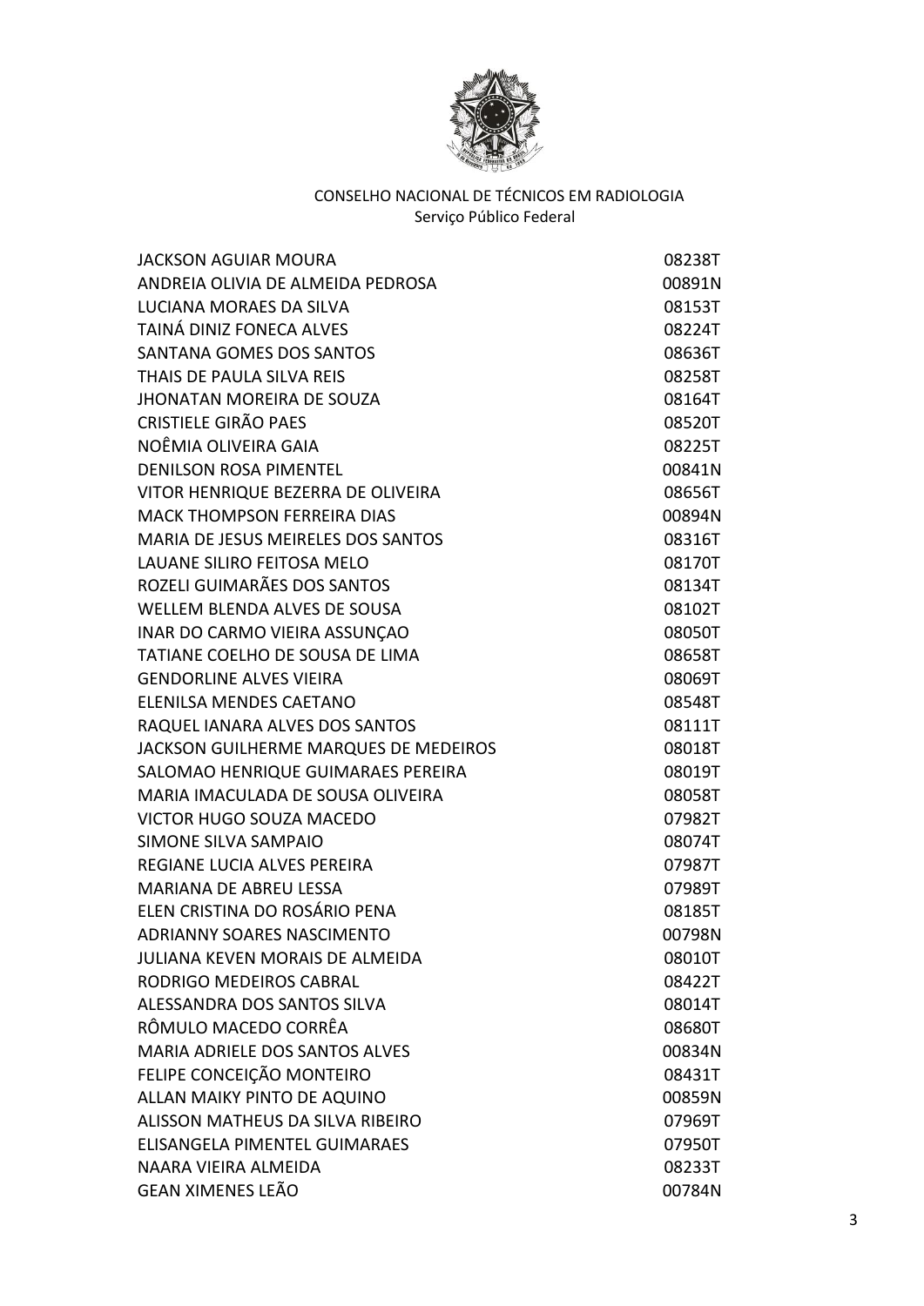CONSELHO NACIONAL DE TÉCNICOS EM RADIOLOGIA
Serviço Público Federal

| | |
|---|---|
| JACKSON AGUIAR MOURA | 08238T |
| ANDREIA OLIVIA DE ALMEIDA PEDROSA | 00891N |
| LUCIANA MORAES DA SILVA | 08153T |
| TAINÁ DINIZ FONECA ALVES | 08224T |
| SANTANA GOMES DOS SANTOS | 08636T |
| THAIS DE PAULA SILVA REIS | 08258T |
| JHONATAN MOREIRA DE SOUZA | 08164T |
| CRISTIELE GIRÃO PAES | 08520T |
| NOÊMIA OLIVEIRA GAIA | 08225T |
| DENILSON ROSA PIMENTEL | 00841N |
| VITOR HENRIQUE BEZERRA DE OLIVEIRA | 08656T |
| MACK THOMPSON FERREIRA DIAS | 00894N |
| MARIA DE JESUS MEIRELES DOS SANTOS | 08316T |
| LAUANE SILIRO FEITOSA MELO | 08170T |
| ROZELI GUIMARÃES DOS SANTOS | 08134T |
| WELLEM BLENDA ALVES DE SOUSA | 08102T |
| INAR DO CARMO VIEIRA ASSUNÇAO | 08050T |
| TATIANE COELHO DE SOUSA DE LIMA | 08658T |
| GENDORLINE ALVES VIEIRA | 08069T |
| ELENILSA MENDES CAETANO | 08548T |
| RAQUEL IANARA ALVES DOS SANTOS | 08111T |
| JACKSON GUILHERME MARQUES DE MEDEIROS | 08018T |
| SALOMAO HENRIQUE GUIMARAES PEREIRA | 08019T |
| MARIA IMACULADA DE SOUSA OLIVEIRA | 08058T |
| VICTOR HUGO SOUZA MACEDO | 07982T |
| SIMONE SILVA SAMPAIO | 08074T |
| REGIANE LUCIA ALVES PEREIRA | 07987T |
| MARIANA DE ABREU LESSA | 07989T |
| ELEN CRISTINA DO ROSÁRIO PENA | 08185T |
| ADRIANNY SOARES NASCIMENTO | 00798N |
| JULIANA KEVEN MORAIS DE ALMEIDA | 08010T |
| RODRIGO MEDEIROS CABRAL | 08422T |
| ALESSANDRA DOS SANTOS SILVA | 08014T |
| RÔMULO MACEDO CORRÊA | 08680T |
| MARIA ADRIELE DOS SANTOS ALVES | 00834N |
| FELIPE CONCEIÇÃO MONTEIRO | 08431T |
| ALLAN MAIKY PINTO DE AQUINO | 00859N |
| ALISSON MATHEUS DA SILVA RIBEIRO | 07969T |
| ELISANGELA PIMENTEL GUIMARAES | 07950T |
| NAARA VIEIRA ALMEIDA | 08233T |
| GEAN XIMENES LEÃO | 00784N |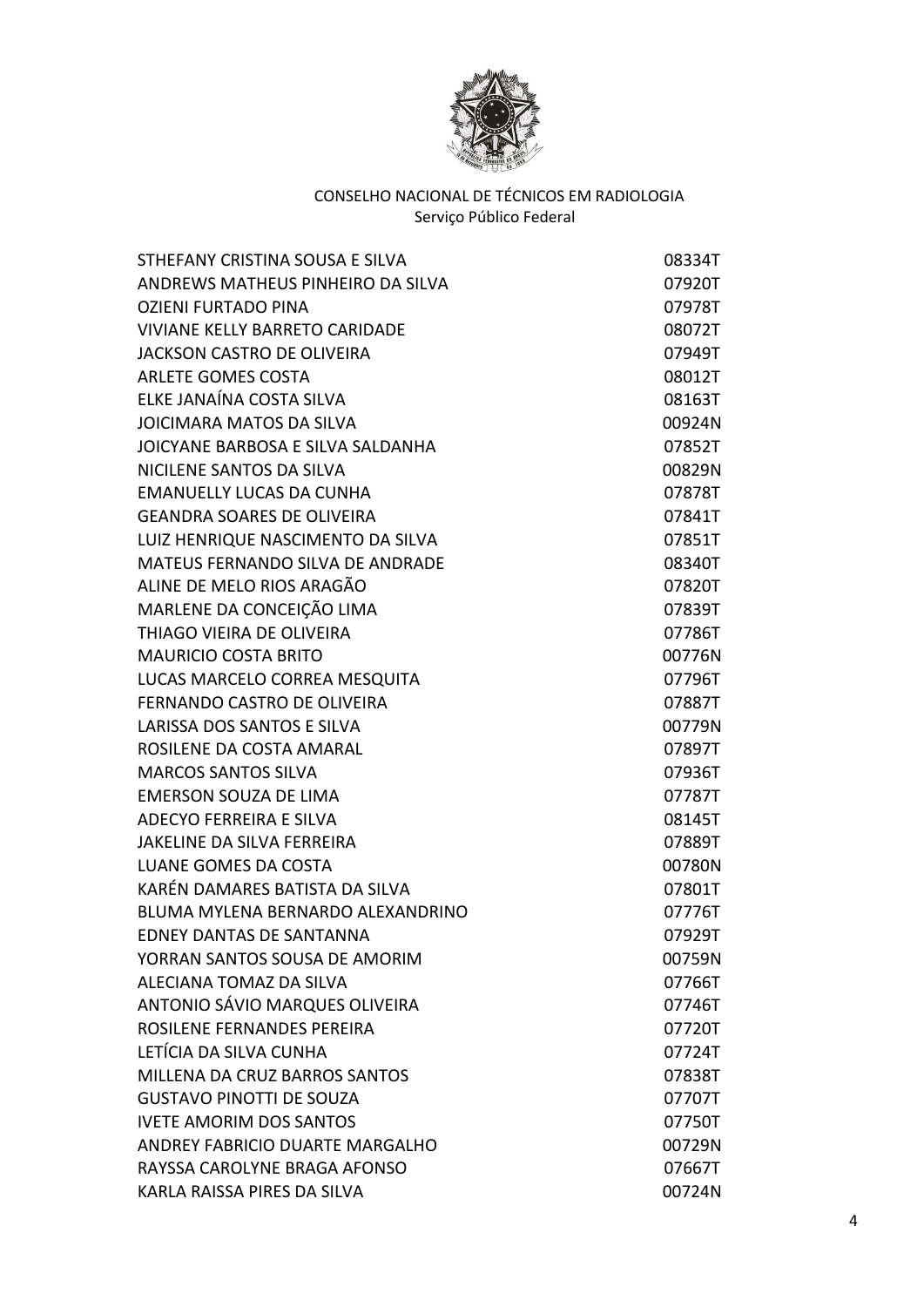CONSELHO NACIONAL DE TÉCNICOS EM RADIOLOGIA
Serviço Público Federal

| | |
|---|---|
| STHEFANY CRISTINA SOUSA E SILVA | 08334T |
| ANDREWS MATHEUS PINHEIRO DA SILVA | 07920T |
| OZIENI FURTADO PINA | 07978T |
| VIVIANE KELLY BARRETO CARIDADE | 08072T |
| JACKSON CASTRO DE OLIVEIRA | 07949T |
| ARLETE GOMES COSTA | 08012T |
| ELKE JANAÍNA COSTA SILVA | 08163T |
| JOICIMARA MATOS DA SILVA | 00924N |
| JOICYANE BARBOSA E SILVA SALDANHA | 07852T |
| NICILENE SANTOS DA SILVA | 00829N |
| EMANUELLY LUCAS DA CUNHA | 07878T |
| GEANDRA SOARES DE OLIVEIRA | 07841T |
| LUIZ HENRIQUE NASCIMENTO DA SILVA | 07851T |
| MATEUS FERNANDO SILVA DE ANDRADE | 08340T |
| ALINE DE MELO RIOS ARAGÃO | 07820T |
| MARLENE DA CONCEIÇÃO LIMA | 07839T |
| THIAGO VIEIRA DE OLIVEIRA | 07786T |
| MAURICIO COSTA BRITO | 00776N |
| LUCAS MARCELO CORREA MESQUITA | 07796T |
| FERNANDO CASTRO DE OLIVEIRA | 07887T |
| LARISSA DOS SANTOS E SILVA | 00779N |
| ROSILENE DA COSTA AMARAL | 07897T |
| MARCOS SANTOS SILVA | 07936T |
| EMERSON SOUZA DE LIMA | 07787T |
| ADECYO FERREIRA E SILVA | 08145T |
| JAKELINE DA SILVA FERREIRA | 07889T |
| LUANE GOMES DA COSTA | 00780N |
| KARÉN DAMARES BATISTA DA SILVA | 07801T |
| BLUMA MYLENA BERNARDO ALEXANDRINO | 07776T |
| EDNEY DANTAS DE SANTANNA | 07929T |
| YORRAN SANTOS SOUSA DE AMORIM | 00759N |
| ALECIANA TOMAZ DA SILVA | 07766T |
| ANTONIO SÁVIO MARQUES OLIVEIRA | 07746T |
| ROSILENE FERNANDES PEREIRA | 07720T |
| LETÍCIA DA SILVA CUNHA | 07724T |
| MILLENA DA CRUZ BARROS SANTOS | 07838T |
| GUSTAVO PINOTTI DE SOUZA | 07707T |
| IVETE AMORIM DOS SANTOS | 07750T |
| ANDREY FABRICIO DUARTE MARGALHO | 00729N |
| RAYSSA CAROLYNE BRAGA AFONSO | 07667T |
| KARLA RAISSA PIRES DA SILVA | 00724N |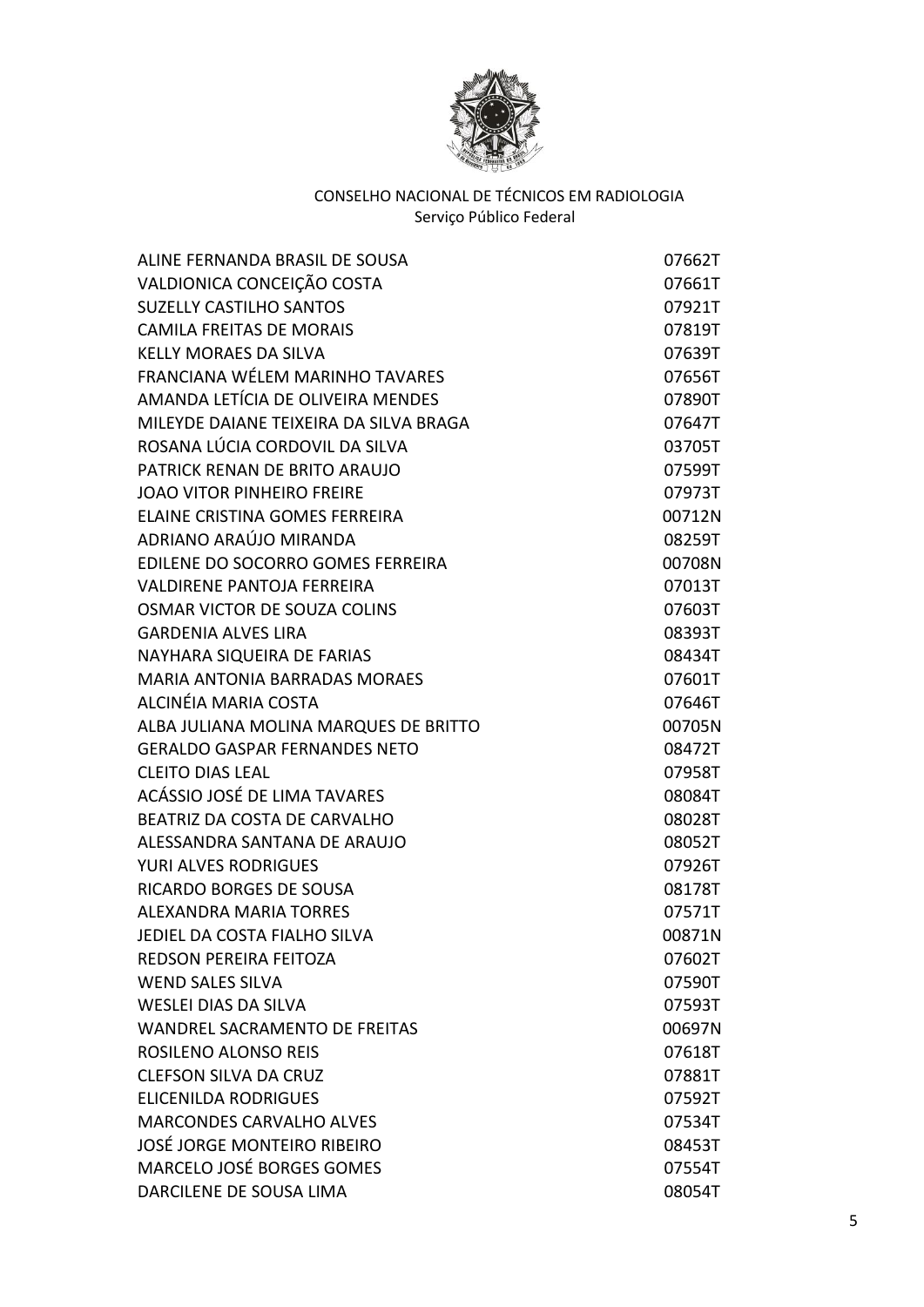CONSELHO NACIONAL DE TÉCNICOS EM RADIOLOGIA
Serviço Público Federal

| | |
|---|---|
| ALINE FERNANDA BRASIL DE SOUSA | 07662T |
| VALDIONICA CONCEIÇÃO COSTA | 07661T |
| SUZELLY CASTILHO SANTOS | 07921T |
| CAMILA FREITAS DE MORAIS | 07819T |
| KELLY MORAES DA SILVA | 07639T |
| FRANCIANA WÉLEM MARINHO TAVARES | 07656T |
| AMANDA LETÍCIA DE OLIVEIRA MENDES | 07890T |
| MILEYDE DAIANE TEIXEIRA DA SILVA BRAGA | 07647T |
| ROSANA LÚCIA CORDOVIL DA SILVA | 03705T |
| PATRICK RENAN DE BRITO ARAUJO | 07599T |
| JOAO VITOR PINHEIRO FREIRE | 07973T |
| ELAINE CRISTINA GOMES FERREIRA | 00712N |
| ADRIANO ARAÚJO MIRANDA | 08259T |
| EDILENE DO SOCORRO GOMES FERREIRA | 00708N |
| VALDIRENE PANTOJA FERREIRA | 07013T |
| OSMAR VICTOR DE SOUZA COLINS | 07603T |
| GARDENIA ALVES LIRA | 08393T |
| NAYHARA SIQUEIRA DE FARIAS | 08434T |
| MARIA ANTONIA BARRADAS MORAES | 07601T |
| ALCINÉIA MARIA COSTA | 07646T |
| ALBA JULIANA MOLINA MARQUES DE BRITTO | 00705N |
| GERALDO GASPAR FERNANDES NETO | 08472T |
| CLEITO DIAS LEAL | 07958T |
| ACÁSSIO JOSÉ DE LIMA TAVARES | 08084T |
| BEATRIZ DA COSTA DE CARVALHO | 08028T |
| ALESSANDRA SANTANA DE ARAUJO | 08052T |
| YURI ALVES RODRIGUES | 07926T |
| RICARDO BORGES DE SOUSA | 08178T |
| ALEXANDRA MARIA TORRES | 07571T |
| JEDIEL DA COSTA FIALHO SILVA | 00871N |
| REDSON PEREIRA FEITOZA | 07602T |
| WEND SALES SILVA | 07590T |
| WESLEI DIAS DA SILVA | 07593T |
| WANDREL SACRAMENTO DE FREITAS | 00697N |
| ROSILENO ALONSO REIS | 07618T |
| CLEFSON SILVA DA CRUZ | 07881T |
| ELICENILDA RODRIGUES | 07592T |
| MARCONDES CARVALHO ALVES | 07534T |
| JOSÉ JORGE MONTEIRO RIBEIRO | 08453T |
| MARCELO JOSÉ BORGES GOMES | 07554T |
| DARCILENE DE SOUSA LIMA | 08054T |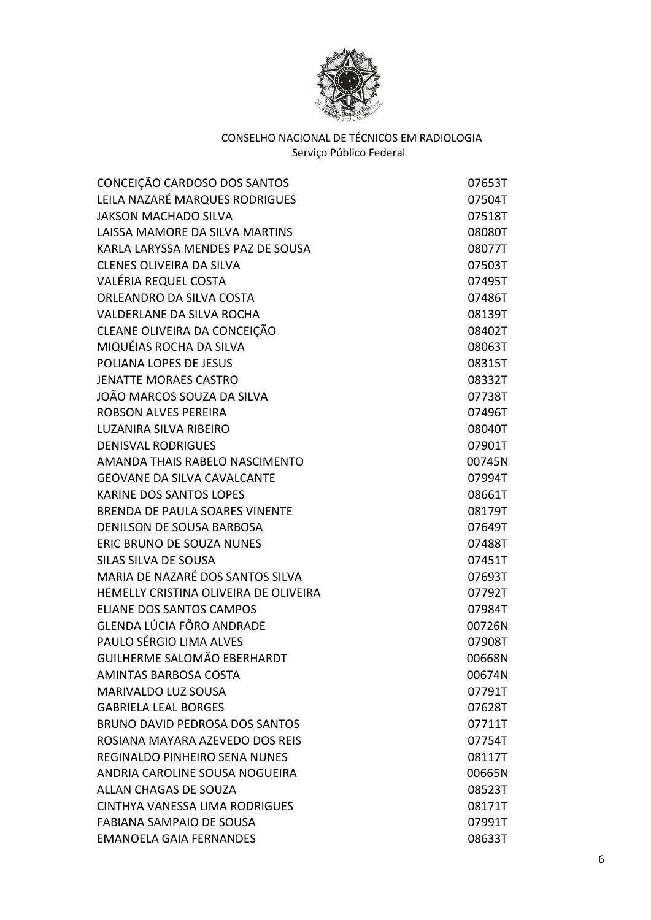CONSELHO NACIONAL DE TÉCNICOS EM RADIOLOGIA
Serviço Público Federal

| | |
|---|---|
| CONCEIÇÃO CARDOSO DOS SANTOS | 07653T |
| LEILA NAZARÉ MARQUES RODRIGUES | 07504T |
| JAKSON MACHADO SILVA | 07518T |
| LAISSA MAMORE DA SILVA MARTINS | 08080T |
| KARLA LARYSSA MENDES PAZ DE SOUSA | 08077T |
| CLENES OLIVEIRA DA SILVA | 07503T |
| VALÉRIA REQUEL COSTA | 07495T |
| ORLEANDRO DA SILVA COSTA | 07486T |
| VALDERLANE DA SILVA ROCHA | 08139T |
| CLEANE OLIVEIRA DA CONCEIÇÃO | 08402T |
| MIQUÉIAS ROCHA DA SILVA | 08063T |
| POLIANA LOPES DE JESUS | 08315T |
| JENATTE MORAES CASTRO | 08332T |
| JOÃO MARCOS SOUZA DA SILVA | 07738T |
| ROBSON ALVES PEREIRA | 07496T |
| LUZANIRA SILVA RIBEIRO | 08040T |
| DENISVAL RODRIGUES | 07901T |
| AMANDA THAIS RABELO NASCIMENTO | 00745N |
| GEOVANE DA SILVA CAVALCANTE | 07994T |
| KARINE DOS SANTOS LOPES | 08661T |
| BRENDA DE PAULA SOARES VINENTE | 08179T |
| DENILSON DE SOUSA BARBOSA | 07649T |
| ERIC BRUNO DE SOUZA NUNES | 07488T |
| SILAS SILVA DE SOUSA | 07451T |
| MARIA DE NAZARÉ DOS SANTOS SILVA | 07693T |
| HEMELLY CRISTINA OLIVEIRA DE OLIVEIRA | 07792T |
| ELIANE DOS SANTOS CAMPOS | 07984T |
| GLENDA LÚCIA FÔRO ANDRADE | 00726N |
| PAULO SÉRGIO LIMA ALVES | 07908T |
| GUILHERME SALOMÃO EBERHARDT | 00668N |
| AMINTAS BARBOSA COSTA | 00674N |
| MARIVALDO LUZ SOUSA | 07791T |
| GABRIELA LEAL BORGES | 07628T |
| BRUNO DAVID PEDROSA DOS SANTOS | 07711T |
| ROSIANA MAYARA AZEVEDO DOS REIS | 07754T |
| REGINALDO PINHEIRO SENA NUNES | 08117T |
| ANDRIA CAROLINE SOUSA NOGUEIRA | 00665N |
| ALLAN CHAGAS DE SOUZA | 08523T |
| CINTHYA VANESSA LIMA RODRIGUES | 08171T |
| FABIANA SAMPAIO DE SOUSA | 07991T |
| EMANOELA GAIA FERNANDES | 08633T |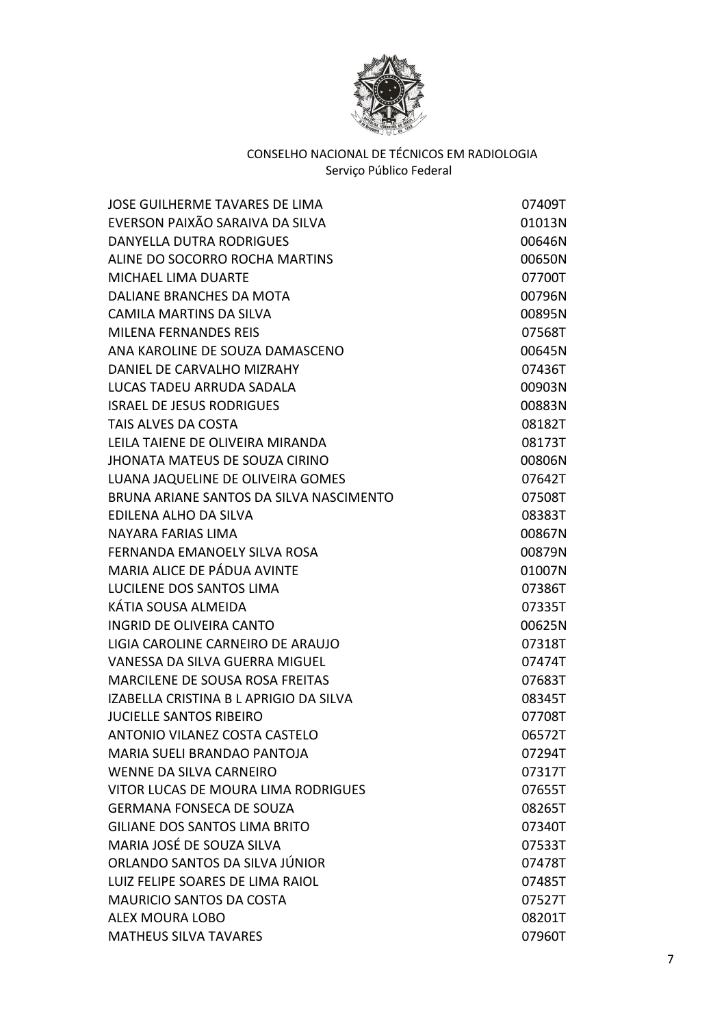CONSELHO NACIONAL DE TÉCNICOS EM RADIOLOGIA
Serviço Público Federal

| | |
|---|---|
| JOSE GUILHERME TAVARES DE LIMA | 07409T |
| EVERSON PAIXÃO SARAIVA DA SILVA | 01013N |
| DANYELLA DUTRA RODRIGUES | 00646N |
| ALINE DO SOCORRO ROCHA MARTINS | 00650N |
| MICHAEL LIMA DUARTE | 07700T |
| DALIANE BRANCHES DA MOTA | 00796N |
| CAMILA MARTINS DA SILVA | 00895N |
| MILENA FERNANDES REIS | 07568T |
| ANA KAROLINE DE SOUZA DAMASCENO | 00645N |
| DANIEL DE CARVALHO MIZRAHY | 07436T |
| LUCAS TADEU ARRUDA SADALA | 00903N |
| ISRAEL DE JESUS RODRIGUES | 00883N |
| TAIS ALVES DA COSTA | 08182T |
| LEILA TAIENE DE OLIVEIRA MIRANDA | 08173T |
| JHONATA MATEUS DE SOUZA CIRINO | 00806N |
| LUANA JAQUELINE DE OLIVEIRA GOMES | 07642T |
| BRUNA ARIANE SANTOS DA SILVA NASCIMENTO | 07508T |
| EDILENA ALHO DA SILVA | 08383T |
| NAYARA FARIAS LIMA | 00867N |
| FERNANDA EMANOELY SILVA ROSA | 00879N |
| MARIA ALICE DE PÁDUA AVINTE | 01007N |
| LUCILENE DOS SANTOS LIMA | 07386T |
| KÁTIA SOUSA ALMEIDA | 07335T |
| INGRID DE OLIVEIRA CANTO | 00625N |
| LIGIA CAROLINE CARNEIRO DE ARAUJO | 07318T |
| VANESSA DA SILVA GUERRA MIGUEL | 07474T |
| MARCILENE DE SOUSA ROSA FREITAS | 07683T |
| IZABELLA CRISTINA B L APRIGIO DA SILVA | 08345T |
| JUCIELLE SANTOS RIBEIRO | 07708T |
| ANTONIO VILANEZ COSTA CASTELO | 06572T |
| MARIA SUELI BRANDAO PANTOJA | 07294T |
| WENNE DA SILVA CARNEIRO | 07317T |
| VITOR LUCAS DE MOURA LIMA RODRIGUES | 07655T |
| GERMANA FONSECA DE SOUZA | 08265T |
| GILIANE DOS SANTOS LIMA BRITO | 07340T |
| MARIA JOSÉ DE SOUZA SILVA | 07533T |
| ORLANDO SANTOS DA SILVA JÚNIOR | 07478T |
| LUIZ FELIPE SOARES DE LIMA RAIOL | 07485T |
| MAURICIO SANTOS DA COSTA | 07527T |
| ALEX MOURA LOBO | 08201T |
| MATHEUS SILVA TAVARES | 07960T |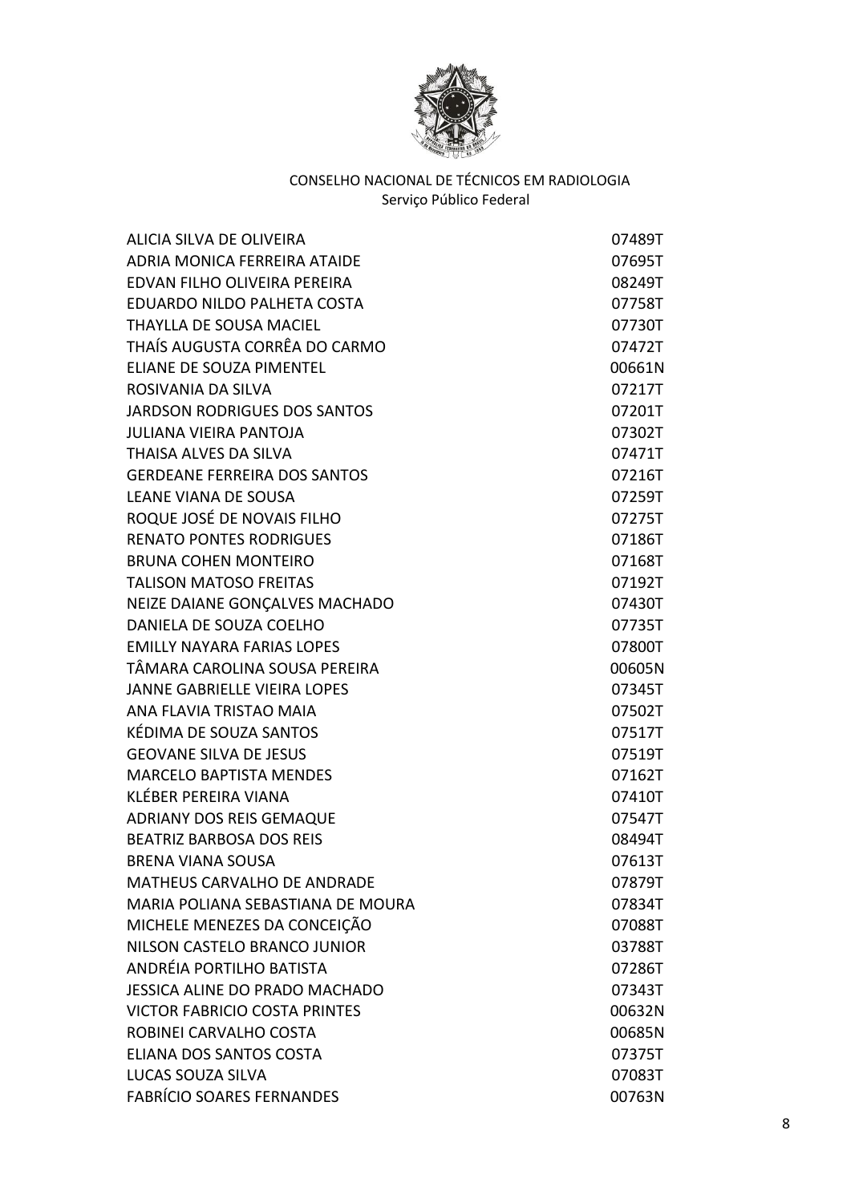CONSELHO NACIONAL DE TÉCNICOS EM RADIOLOGIA
Serviço Público Federal

| | |
|---|---|
| ALICIA SILVA DE OLIVEIRA | 07489T |
| ADRIA MONICA FERREIRA ATAIDE | 07695T |
| EDVAN FILHO OLIVEIRA PEREIRA | 08249T |
| EDUARDO NILDO PALHETA COSTA | 07758T |
| THAYLLA DE SOUSA MACIEL | 07730T |
| THAÍS AUGUSTA CORRÊA DO CARMO | 07472T |
| ELIANE DE SOUZA PIMENTEL | 00661N |
| ROSIVANIA DA SILVA | 07217T |
| JARDSON RODRIGUES DOS SANTOS | 07201T |
| JULIANA VIEIRA PANTOJA | 07302T |
| THAISA ALVES DA SILVA | 07471T |
| GERDEANE FERREIRA DOS SANTOS | 07216T |
| LEANE VIANA DE SOUSA | 07259T |
| ROQUE JOSÉ DE NOVAIS FILHO | 07275T |
| RENATO PONTES RODRIGUES | 07186T |
| BRUNA COHEN MONTEIRO | 07168T |
| TALISON MATOSO FREITAS | 07192T |
| NEIZE DAIANE GONÇALVES MACHADO | 07430T |
| DANIELA DE SOUZA COELHO | 07735T |
| EMILLY NAYARA FARIAS LOPES | 07800T |
| TÂMARA CAROLINA SOUSA PEREIRA | 00605N |
| JANNE GABRIELLE VIEIRA LOPES | 07345T |
| ANA FLAVIA TRISTAO MAIA | 07502T |
| KÉDIMA DE SOUZA SANTOS | 07517T |
| GEOVANE SILVA DE JESUS | 07519T |
| MARCELO BAPTISTA MENDES | 07162T |
| KLÉBER PEREIRA VIANA | 07410T |
| ADRIANY DOS REIS GEMAQUE | 07547T |
| BEATRIZ BARBOSA DOS REIS | 08494T |
| BRENA VIANA SOUSA | 07613T |
| MATHEUS CARVALHO DE ANDRADE | 07879T |
| MARIA POLIANA SEBASTIANA DE MOURA | 07834T |
| MICHELE MENEZES DA CONCEIÇÃO | 07088T |
| NILSON CASTELO BRANCO JUNIOR | 03788T |
| ANDRÉIA PORTILHO BATISTA | 07286T |
| JESSICA ALINE DO PRADO MACHADO | 07343T |
| VICTOR FABRICIO COSTA PRINTES | 00632N |
| ROBINEI CARVALHO COSTA | 00685N |
| ELIANA DOS SANTOS COSTA | 07375T |
| LUCAS SOUZA SILVA | 07083T |
| FABRÍCIO SOARES FERNANDES | 00763N |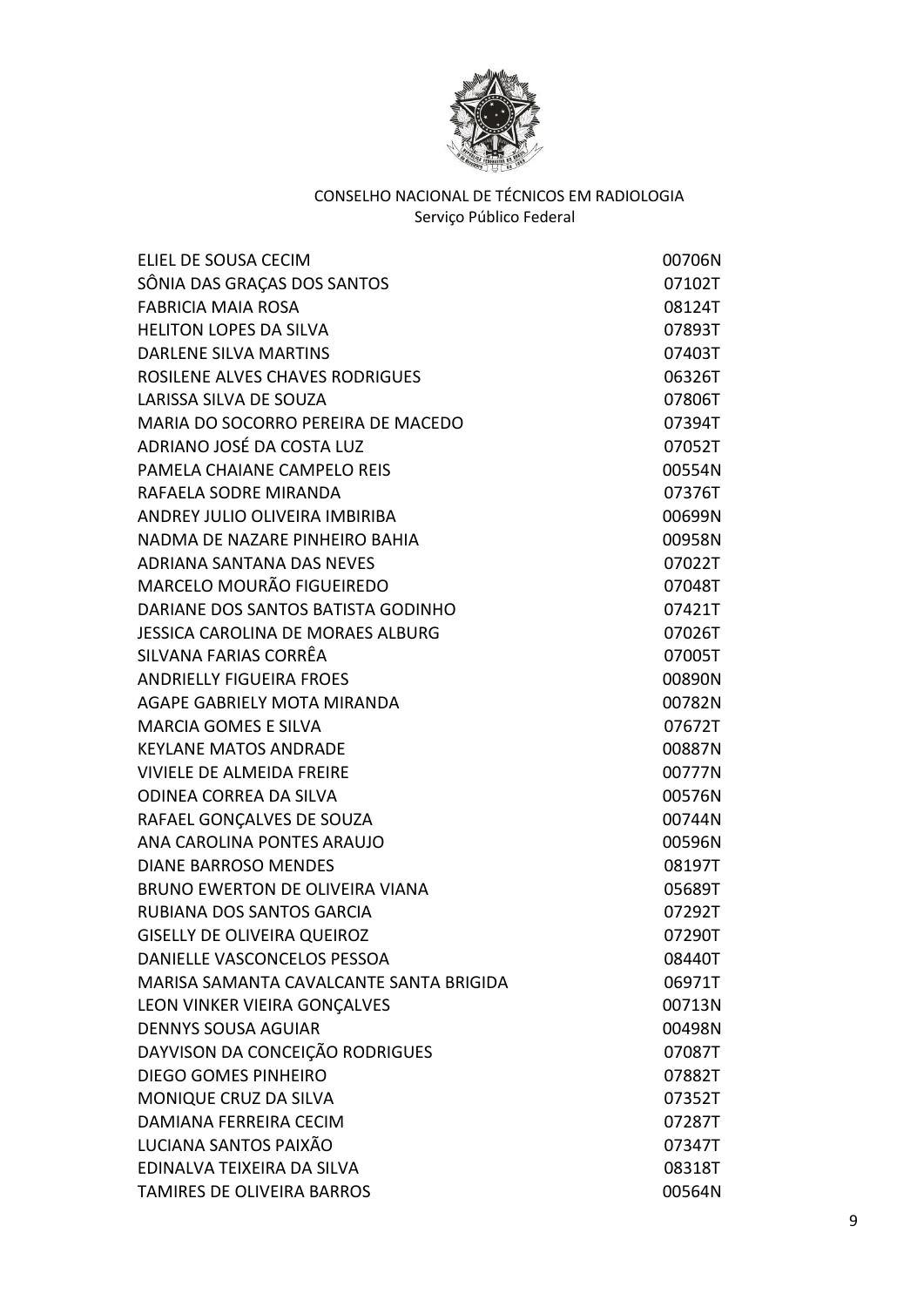CONSELHO NACIONAL DE TÉCNICOS EM RADIOLOGIA
Serviço Público Federal

| | |
|---|---|
| ELIEL DE SOUSA CECIM | 00706N |
| SÔNIA DAS GRAÇAS DOS SANTOS | 07102T |
| FABRICIA MAIA ROSA | 08124T |
| HELITON LOPES DA SILVA | 07893T |
| DARLENE SILVA MARTINS | 07403T |
| ROSILENE ALVES CHAVES RODRIGUES | 06326T |
| LARISSA SILVA DE SOUZA | 07806T |
| MARIA DO SOCORRO PEREIRA DE MACEDO | 07394T |
| ADRIANO JOSÉ DA COSTA LUZ | 07052T |
| PAMELA CHAIANE CAMPELO REIS | 00554N |
| RAFAELA SODRE MIRANDA | 07376T |
| ANDREY JULIO OLIVEIRA IMBIRIBA | 00699N |
| NADMA DE NAZARE PINHEIRO BAHIA | 00958N |
| ADRIANA SANTANA DAS NEVES | 07022T |
| MARCELO MOURÃO FIGUEIREDO | 07048T |
| DARIANE DOS SANTOS BATISTA GODINHO | 07421T |
| JESSICA CAROLINA DE MORAES ALBURG | 07026T |
| SILVANA FARIAS CORRÊA | 07005T |
| ANDRIELLY FIGUEIRA FROES | 00890N |
| AGAPE GABRIELY MOTA MIRANDA | 00782N |
| MARCIA GOMES E SILVA | 07672T |
| KEYLANE MATOS ANDRADE | 00887N |
| VIVIELE DE ALMEIDA FREIRE | 00777N |
| ODINEA CORREA DA SILVA | 00576N |
| RAFAEL GONÇALVES DE SOUZA | 00744N |
| ANA CAROLINA PONTES ARAUJO | 00596N |
| DIANE BARROSO MENDES | 08197T |
| BRUNO EWERTON DE OLIVEIRA VIANA | 05689T |
| RUBIANA DOS SANTOS GARCIA | 07292T |
| GISELLY DE OLIVEIRA QUEIROZ | 07290T |
| DANIELLE VASCONCELOS PESSOA | 08440T |
| MARISA SAMANTA CAVALCANTE SANTA BRIGIDA | 06971T |
| LEON VINKER VIEIRA GONÇALVES | 00713N |
| DENNYS SOUSA AGUIAR | 00498N |
| DAYVISON DA CONCEIÇÃO RODRIGUES | 07087T |
| DIEGO GOMES PINHEIRO | 07882T |
| MONIQUE CRUZ DA SILVA | 07352T |
| DAMIANA FERREIRA CECIM | 07287T |
| LUCIANA SANTOS PAIXÃO | 07347T |
| EDINALVA TEIXEIRA DA SILVA | 08318T |
| TAMIRES DE OLIVEIRA BARROS | 00564N |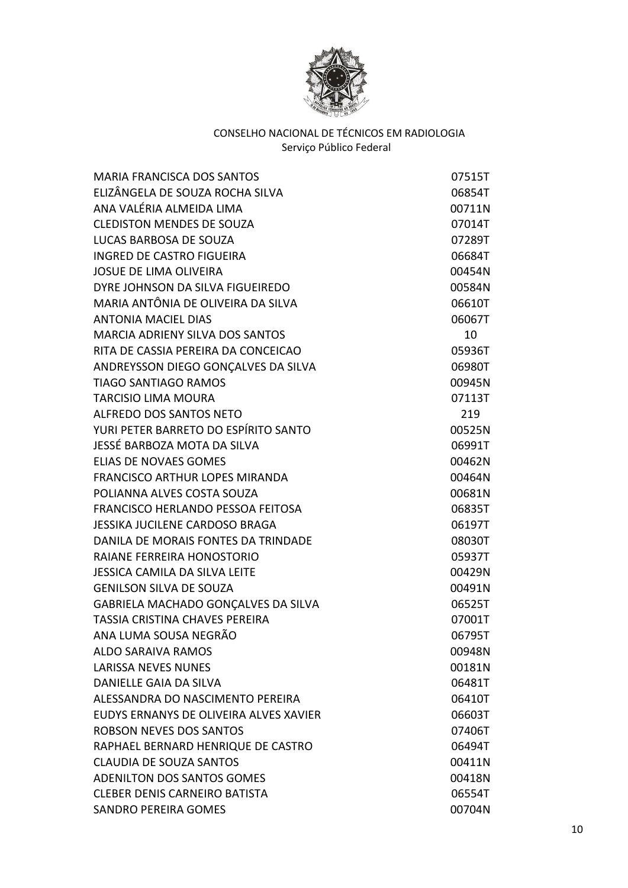CONSELHO NACIONAL DE TÉCNICOS EM RADIOLOGIA
Serviço Público Federal

| | |
|---|---|
| MARIA FRANCISCA DOS SANTOS | 07515T |
| ELIZÂNGELA DE SOUZA ROCHA SILVA | 06854T |
| ANA VALÉRIA ALMEIDA LIMA | 00711N |
| CLEDISTON MENDES DE SOUZA | 07014T |
| LUCAS BARBOSA DE SOUZA | 07289T |
| INGRED DE CASTRO FIGUEIRA | 06684T |
| JOSUE DE LIMA OLIVEIRA | 00454N |
| DYRE JOHNSON DA SILVA FIGUEIREDO | 00584N |
| MARIA ANTÔNIA DE OLIVEIRA DA SILVA | 06610T |
| ANTONIA MACIEL DIAS | 06067T |
| MARCIA ADRIENY SILVA DOS SANTOS | 10 |
| RITA DE CASSIA PEREIRA DA CONCEICAO | 05936T |
| ANDREYSSON DIEGO GONÇALVES DA SILVA | 06980T |
| TIAGO SANTIAGO RAMOS | 00945N |
| TARCISIO LIMA MOURA | 07113T |
| ALFREDO DOS SANTOS NETO | 219 |
| YURI PETER BARRETO DO ESPÍRITO SANTO | 00525N |
| JESSÉ BARBOZA MOTA DA SILVA | 06991T |
| ELIAS DE NOVAES GOMES | 00462N |
| FRANCISCO ARTHUR LOPES MIRANDA | 00464N |
| POLIANNA ALVES COSTA SOUZA | 00681N |
| FRANCISCO HERLANDO PESSOA FEITOSA | 06835T |
| JESSIKA JUCILENE CARDOSO BRAGA | 06197T |
| DANILA DE MORAIS FONTES DA TRINDADE | 08030T |
| RAIANE FERREIRA HONOSTORIO | 05937T |
| JESSICA CAMILA DA SILVA LEITE | 00429N |
| GENILSON SILVA DE SOUZA | 00491N |
| GABRIELA MACHADO GONÇALVES DA SILVA | 06525T |
| TASSIA CRISTINA CHAVES PEREIRA | 07001T |
| ANA LUMA SOUSA NEGRÃO | 06795T |
| ALDO SARAIVA RAMOS | 00948N |
| LARISSA NEVES NUNES | 00181N |
| DANIELLE GAIA DA SILVA | 06481T |
| ALESSANDRA DO NASCIMENTO PEREIRA | 06410T |
| EUDYS ERNANYS DE OLIVEIRA ALVES XAVIER | 06603T |
| ROBSON NEVES DOS SANTOS | 07406T |
| RAPHAEL BERNARD HENRIQUE DE CASTRO | 06494T |
| CLAUDIA DE SOUZA SANTOS | 00411N |
| ADENILTON DOS SANTOS GOMES | 00418N |
| CLEBER DENIS CARNEIRO BATISTA | 06554T |
| SANDRO PEREIRA GOMES | 00704N |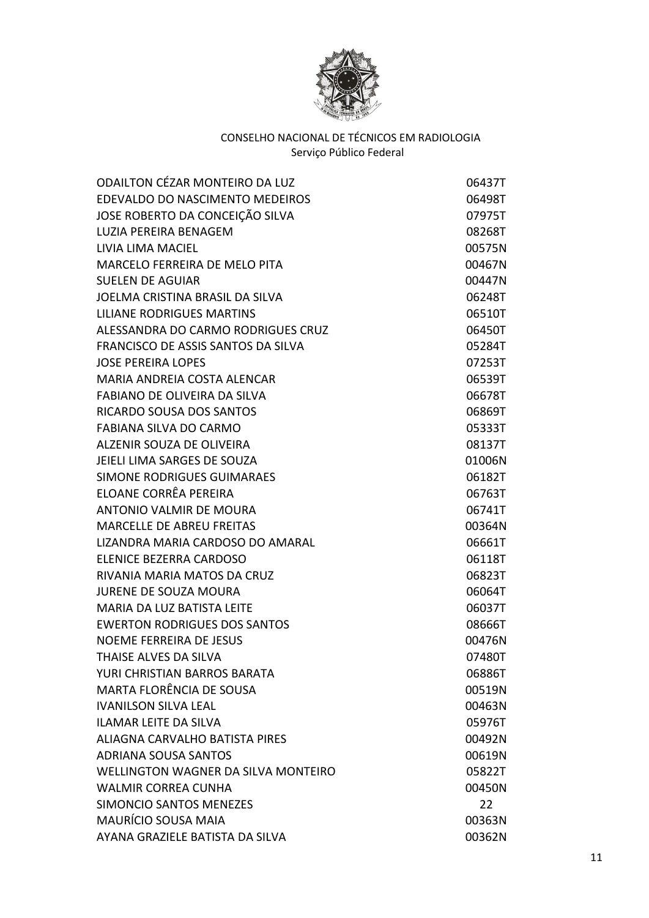CONSELHO NACIONAL DE TÉCNICOS EM RADIOLOGIA
Serviço Público Federal

| | |
|---|---|
| ODAILTON CÉZAR MONTEIRO DA LUZ | 06437T |
| EDEVALDO DO NASCIMENTO MEDEIROS | 06498T |
| JOSE ROBERTO DA CONCEIÇÃO SILVA | 07975T |
| LUZIA PEREIRA BENAGEM | 08268T |
| LIVIA LIMA MACIEL | 00575N |
| MARCELO FERREIRA DE MELO PITA | 00467N |
| SUELEN DE AGUIAR | 00447N |
| JOELMA CRISTINA BRASIL DA SILVA | 06248T |
| LILIANE RODRIGUES MARTINS | 06510T |
| ALESSANDRA DO CARMO RODRIGUES CRUZ | 06450T |
| FRANCISCO DE ASSIS SANTOS DA SILVA | 05284T |
| JOSE PEREIRA LOPES | 07253T |
| MARIA ANDREIA COSTA ALENCAR | 06539T |
| FABIANO DE OLIVEIRA DA SILVA | 06678T |
| RICARDO SOUSA DOS SANTOS | 06869T |
| FABIANA SILVA DO CARMO | 05333T |
| ALZENIR SOUZA DE OLIVEIRA | 08137T |
| JEIELI LIMA SARGES DE SOUZA | 01006N |
| SIMONE RODRIGUES GUIMARAES | 06182T |
| ELOANE CORRÊA PEREIRA | 06763T |
| ANTONIO VALMIR DE MOURA | 06741T |
| MARCELLE DE ABREU FREITAS | 00364N |
| LIZANDRA MARIA CARDOSO DO AMARAL | 06661T |
| ELENICE BEZERRA CARDOSO | 06118T |
| RIVANIA MARIA MATOS DA CRUZ | 06823T |
| JURENE DE SOUZA MOURA | 06064T |
| MARIA DA LUZ BATISTA LEITE | 06037T |
| EWERTON RODRIGUES DOS SANTOS | 08666T |
| NOEME FERREIRA DE JESUS | 00476N |
| THAISE ALVES DA SILVA | 07480T |
| YURI CHRISTIAN BARROS BARATA | 06886T |
| MARTA FLORÊNCIA DE SOUSA | 00519N |
| IVANILSON SILVA LEAL | 00463N |
| ILAMAR LEITE DA SILVA | 05976T |
| ALIAGNA CARVALHO BATISTA PIRES | 00492N |
| ADRIANA SOUSA SANTOS | 00619N |
| WELLINGTON WAGNER DA SILVA MONTEIRO | 05822T |
| WALMIR CORREA CUNHA | 00450N |
| SIMONCIO SANTOS MENEZES | 22 |
| MAURÍCIO SOUSA MAIA | 00363N |
| AYANA GRAZIELE BATISTA DA SILVA | 00362N |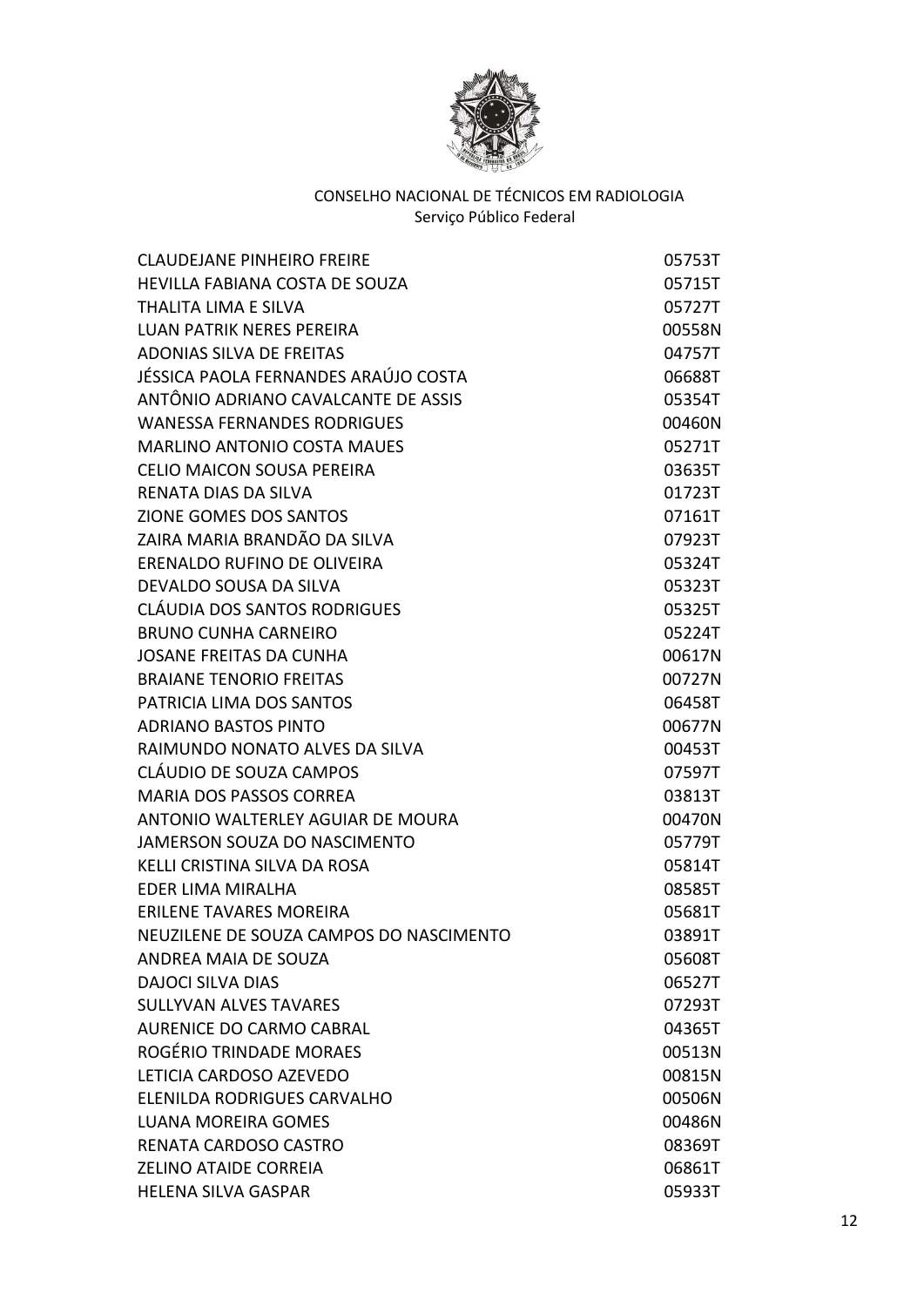CONSELHO NACIONAL DE TÉCNICOS EM RADIOLOGIA
Serviço Público Federal

| | |
|---|---|
| CLAUDEJANE PINHEIRO FREIRE | 05753T |
| HEVILLA FABIANA COSTA DE SOUZA | 05715T |
| THALITA LIMA E SILVA | 05727T |
| LUAN PATRIK NERES PEREIRA | 00558N |
| ADONIAS SILVA DE FREITAS | 04757T |
| JÉSSICA PAOLA FERNANDES ARAÚJO COSTA | 06688T |
| ANTÔNIO ADRIANO CAVALCANTE DE ASSIS | 05354T |
| WANESSA FERNANDES RODRIGUES | 00460N |
| MARLINO ANTONIO COSTA MAUES | 05271T |
| CELIO MAICON SOUSA PEREIRA | 03635T |
| RENATA DIAS DA SILVA | 01723T |
| ZIONE GOMES DOS SANTOS | 07161T |
| ZAIRA MARIA BRANDÃO DA SILVA | 07923T |
| ERENALDO RUFINO DE OLIVEIRA | 05324T |
| DEVALDO SOUSA DA SILVA | 05323T |
| CLÁUDIA DOS SANTOS RODRIGUES | 05325T |
| BRUNO CUNHA CARNEIRO | 05224T |
| JOSANE FREITAS DA CUNHA | 00617N |
| BRAIANE TENORIO FREITAS | 00727N |
| PATRICIA LIMA DOS SANTOS | 06458T |
| ADRIANO BASTOS PINTO | 00677N |
| RAIMUNDO NONATO ALVES DA SILVA | 00453T |
| CLÁUDIO DE SOUZA CAMPOS | 07597T |
| MARIA DOS PASSOS CORREA | 03813T |
| ANTONIO WALTERLEY AGUIAR DE MOURA | 00470N |
| JAMERSON SOUZA DO NASCIMENTO | 05779T |
| KELLI CRISTINA SILVA DA ROSA | 05814T |
| EDER LIMA MIRALHA | 08585T |
| ERILENE TAVARES MOREIRA | 05681T |
| NEUZILENE DE SOUZA CAMPOS DO NASCIMENTO | 03891T |
| ANDREA MAIA DE SOUZA | 05608T |
| DAJOCI SILVA DIAS | 06527T |
| SULLYVAN ALVES TAVARES | 07293T |
| AURENICE DO CARMO CABRAL | 04365T |
| ROGÉRIO TRINDADE MORAES | 00513N |
| LETICIA CARDOSO AZEVEDO | 00815N |
| ELENILDA RODRIGUES CARVALHO | 00506N |
| LUANA MOREIRA GOMES | 00486N |
| RENATA CARDOSO CASTRO | 08369T |
| ZELINO ATAIDE CORREIA | 06861T |
| HELENA SILVA GASPAR | 05933T |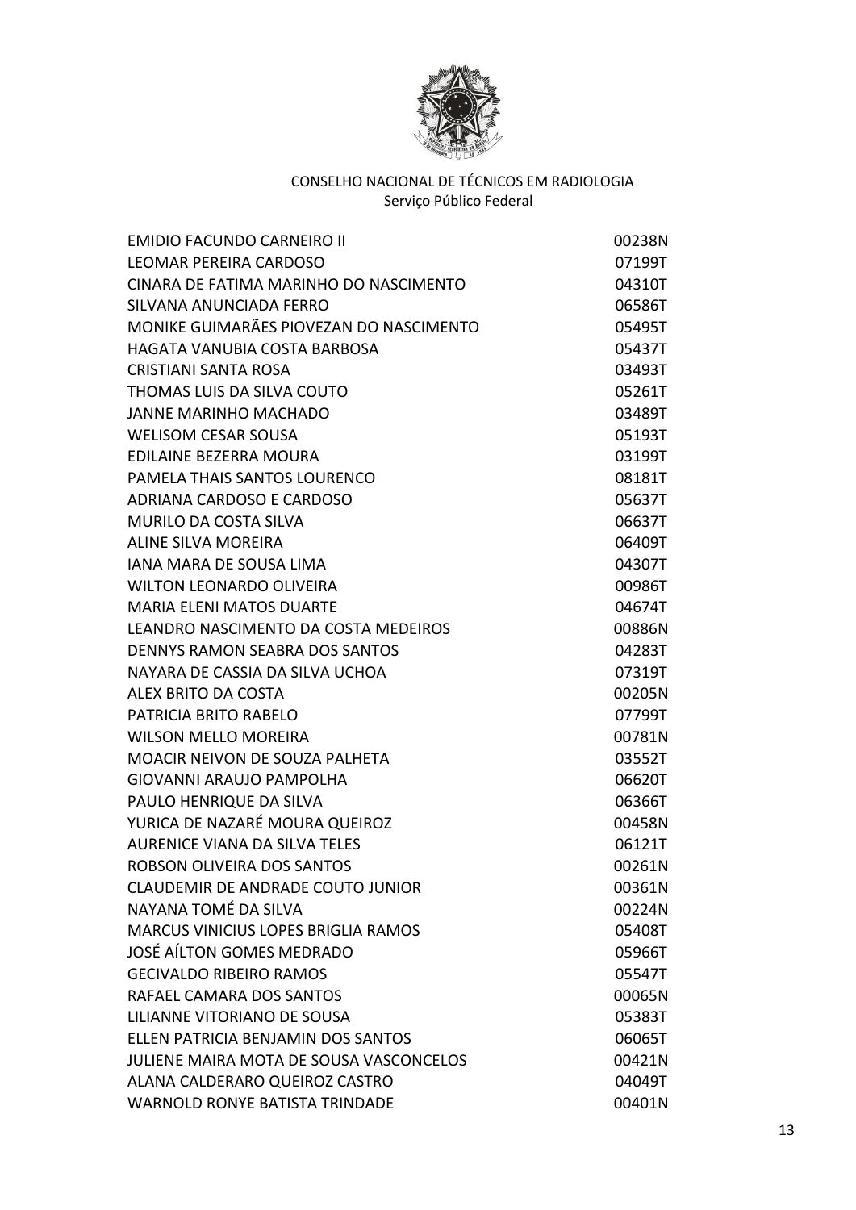CONSELHO NACIONAL DE TÉCNICOS EM RADIOLOGIA
Serviço Público Federal

| | |
|---|---|
| EMIDIO FACUNDO CARNEIRO II | 00238N |
| LEOMAR PEREIRA CARDOSO | 07199T |
| CINARA DE FATIMA MARINHO DO NASCIMENTO | 04310T |
| SILVANA ANUNCIADA FERRO | 06586T |
| MONIKE GUIMARÃES PIOVEZAN DO NASCIMENTO | 05495T |
| HAGATA VANUBIA COSTA BARBOSA | 05437T |
| CRISTIANI SANTA ROSA | 03493T |
| THOMAS LUIS DA SILVA COUTO | 05261T |
| JANNE MARINHO MACHADO | 03489T |
| WELISOM CESAR SOUSA | 05193T |
| EDILAINE BEZERRA MOURA | 03199T |
| PAMELA THAIS SANTOS LOURENCO | 08181T |
| ADRIANA CARDOSO E CARDOSO | 05637T |
| MURILO DA COSTA SILVA | 06637T |
| ALINE SILVA MOREIRA | 06409T |
| IANA MARA DE SOUSA LIMA | 04307T |
| WILTON LEONARDO OLIVEIRA | 00986T |
| MARIA ELENI MATOS DUARTE | 04674T |
| LEANDRO NASCIMENTO DA COSTA MEDEIROS | 00886N |
| DENNYS RAMON SEABRA DOS SANTOS | 04283T |
| NAYARA DE CASSIA DA SILVA UCHOA | 07319T |
| ALEX BRITO DA COSTA | 00205N |
| PATRICIA BRITO RABELO | 07799T |
| WILSON MELLO MOREIRA | 00781N |
| MOACIR NEIVON DE SOUZA PALHETA | 03552T |
| GIOVANNI ARAUJO PAMPOLHA | 06620T |
| PAULO HENRIQUE DA SILVA | 06366T |
| YURICA DE NAZARÉ MOURA QUEIROZ | 00458N |
| AURENICE VIANA DA SILVA TELES | 06121T |
| ROBSON OLIVEIRA DOS SANTOS | 00261N |
| CLAUDEMIR DE ANDRADE COUTO JUNIOR | 00361N |
| NAYANA TOMÉ DA SILVA | 00224N |
| MARCUS VINICIUS LOPES BRIGLIA RAMOS | 05408T |
| JOSÉ AÍLTON GOMES MEDRADO | 05966T |
| GECIVALDO RIBEIRO RAMOS | 05547T |
| RAFAEL CAMARA DOS SANTOS | 00065N |
| LILIANNE VITORIANO DE SOUSA | 05383T |
| ELLEN PATRICIA BENJAMIN DOS SANTOS | 06065T |
| JULIENE MAIRA MOTA DE SOUSA VASCONCELOS | 00421N |
| ALANA CALDERARO QUEIROZ CASTRO | 04049T |
| WARNOLD RONYE BATISTA TRINDADE | 00401N |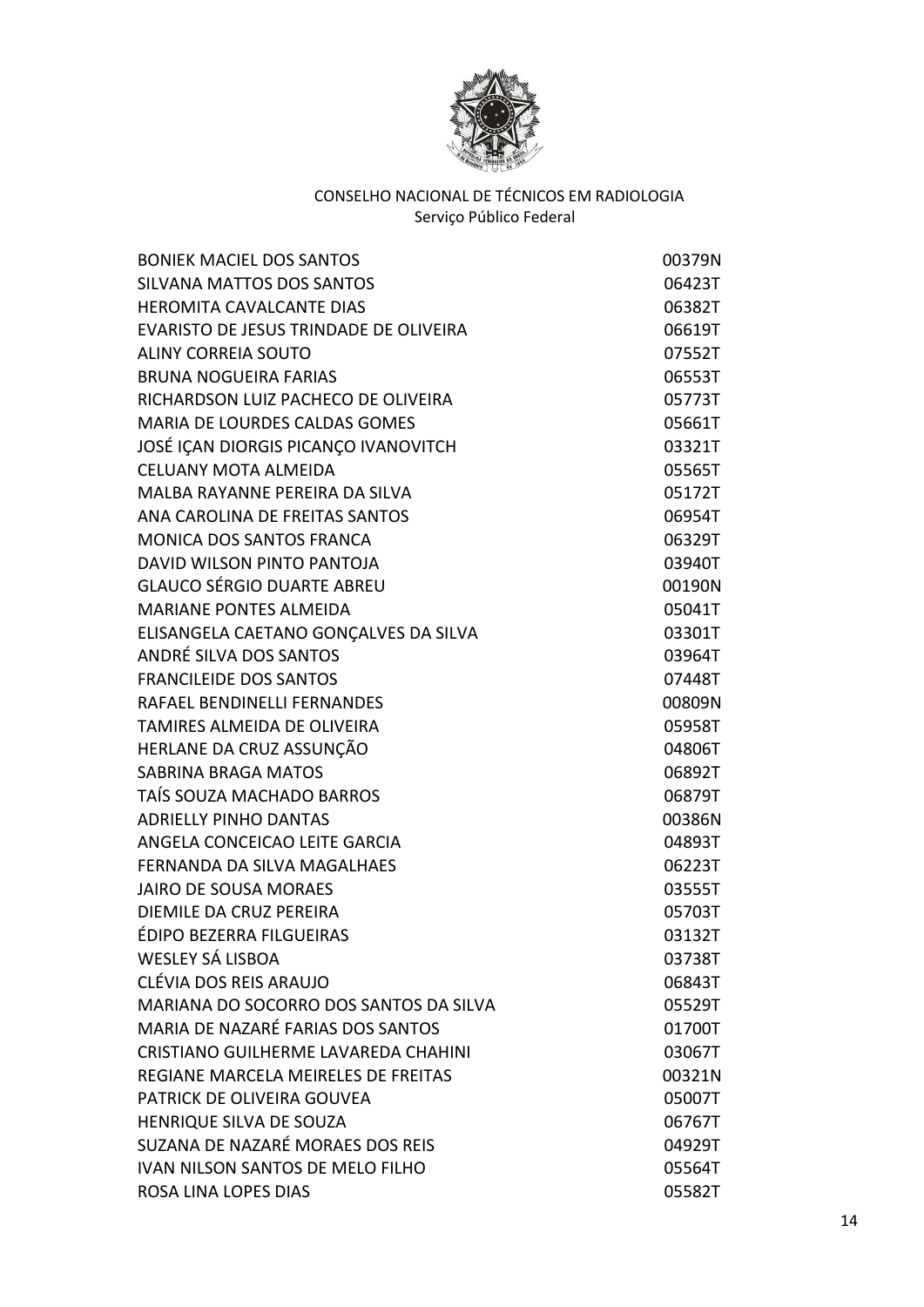CONSELHO NACIONAL DE TÉCNICOS EM RADIOLOGIA
Serviço Público Federal

| | |
|---|---|
| BONIEK MACIEL DOS SANTOS | 00379N |
| SILVANA MATTOS DOS SANTOS | 06423T |
| HEROMITA CAVALCANTE DIAS | 06382T |
| EVARISTO DE JESUS TRINDADE DE OLIVEIRA | 06619T |
| ALINY CORREIA SOUTO | 07552T |
| BRUNA NOGUEIRA FARIAS | 06553T |
| RICHARDSON LUIZ PACHECO DE OLIVEIRA | 05773T |
| MARIA DE LOURDES CALDAS GOMES | 05661T |
| JOSÉ IÇAN DIORGIS PICANÇO IVANOVITCH | 03321T |
| CELUANY MOTA ALMEIDA | 05565T |
| MALBA RAYANNE PEREIRA DA SILVA | 05172T |
| ANA CAROLINA DE FREITAS SANTOS | 06954T |
| MONICA DOS SANTOS FRANCA | 06329T |
| DAVID WILSON PINTO PANTOJA | 03940T |
| GLAUCO SÉRGIO DUARTE ABREU | 00190N |
| MARIANE PONTES ALMEIDA | 05041T |
| ELISANGELA CAETANO GONÇALVES DA SILVA | 03301T |
| ANDRÉ SILVA DOS SANTOS | 03964T |
| FRANCILEIDE DOS SANTOS | 07448T |
| RAFAEL BENDINELLI FERNANDES | 00809N |
| TAMIRES ALMEIDA DE OLIVEIRA | 05958T |
| HERLANE DA CRUZ ASSUNÇÃO | 04806T |
| SABRINA BRAGA MATOS | 06892T |
| TAÍS SOUZA MACHADO BARROS | 06879T |
| ADRIELLY PINHO DANTAS | 00386N |
| ANGELA CONCEICAO LEITE GARCIA | 04893T |
| FERNANDA DA SILVA MAGALHAES | 06223T |
| JAIRO DE SOUSA MORAES | 03555T |
| DIEMILE DA CRUZ PEREIRA | 05703T |
| ÉDIPO BEZERRA FILGUEIRAS | 03132T |
| WESLEY SÁ LISBOA | 03738T |
| CLÉVIA DOS REIS ARAUJO | 06843T |
| MARIANA DO SOCORRO DOS SANTOS DA SILVA | 05529T |
| MARIA DE NAZARÉ FARIAS DOS SANTOS | 01700T |
| CRISTIANO GUILHERME LAVAREDA CHAHINI | 03067T |
| REGIANE MARCELA MEIRELES DE FREITAS | 00321N |
| PATRICK DE OLIVEIRA GOUVEA | 05007T |
| HENRIQUE SILVA DE SOUZA | 06767T |
| SUZANA DE NAZARÉ MORAES DOS REIS | 04929T |
| IVAN NILSON SANTOS DE MELO FILHO | 05564T |
| ROSA LINA LOPES DIAS | 05582T |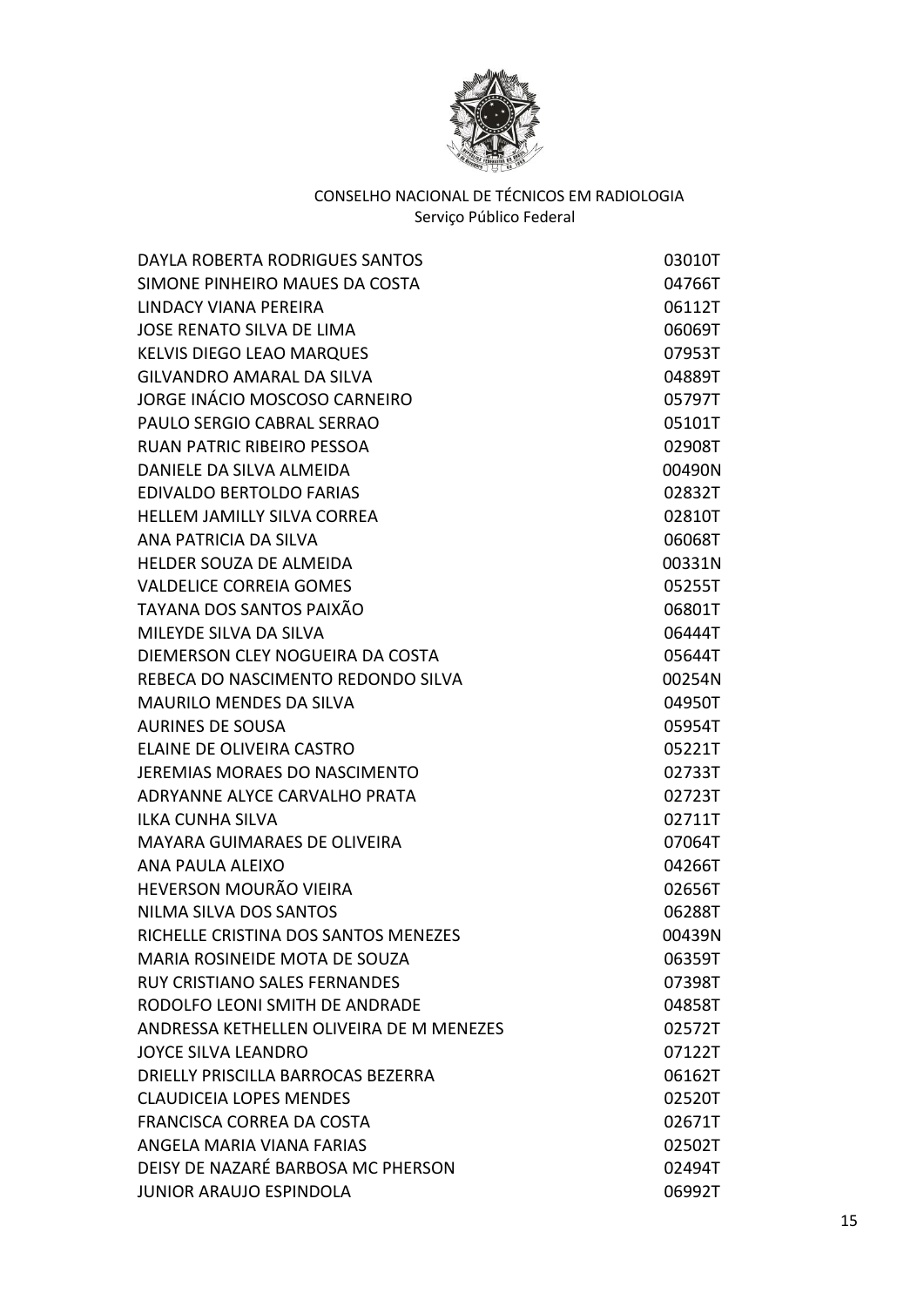CONSELHO NACIONAL DE TÉCNICOS EM RADIOLOGIA
Serviço Público Federal

| | |
|---|---|
| DAYLA ROBERTA RODRIGUES SANTOS | 03010T |
| SIMONE PINHEIRO MAUES DA COSTA | 04766T |
| LINDACY VIANA PEREIRA | 06112T |
| JOSE RENATO SILVA DE LIMA | 06069T |
| KELVIS DIEGO LEAO MARQUES | 07953T |
| GILVANDRO AMARAL DA SILVA | 04889T |
| JORGE INÁCIO MOSCOSO CARNEIRO | 05797T |
| PAULO SERGIO CABRAL SERRAO | 05101T |
| RUAN PATRIC RIBEIRO PESSOA | 02908T |
| DANIELE DA SILVA ALMEIDA | 00490N |
| EDIVALDO BERTOLDO FARIAS | 02832T |
| HELLEM JAMILLY SILVA CORREA | 02810T |
| ANA PATRICIA DA SILVA | 06068T |
| HELDER SOUZA DE ALMEIDA | 00331N |
| VALDELICE CORREIA GOMES | 05255T |
| TAYANA DOS SANTOS PAIXÃO | 06801T |
| MILEYDE SILVA DA SILVA | 06444T |
| DIEMERSON CLEY NOGUEIRA DA COSTA | 05644T |
| REBECA DO NASCIMENTO REDONDO SILVA | 00254N |
| MAURILO MENDES DA SILVA | 04950T |
| AURINES DE SOUSA | 05954T |
| ELAINE DE OLIVEIRA CASTRO | 05221T |
| JEREMIAS MORAES DO NASCIMENTO | 02733T |
| ADRYANNE ALYCE CARVALHO PRATA | 02723T |
| ILKA CUNHA SILVA | 02711T |
| MAYARA GUIMARAES DE OLIVEIRA | 07064T |
| ANA PAULA ALEIXO | 04266T |
| HEVERSON MOURÃO VIEIRA | 02656T |
| NILMA SILVA DOS SANTOS | 06288T |
| RICHELLE CRISTINA DOS SANTOS MENEZES | 00439N |
| MARIA ROSINEIDE MOTA DE SOUZA | 06359T |
| RUY CRISTIANO SALES FERNANDES | 07398T |
| RODOLFO LEONI SMITH DE ANDRADE | 04858T |
| ANDRESSA KETHELLEN OLIVEIRA DE M MENEZES | 02572T |
| JOYCE SILVA LEANDRO | 07122T |
| DRIELLY PRISCILLA BARROCAS BEZERRA | 06162T |
| CLAUDICEIA LOPES MENDES | 02520T |
| FRANCISCA CORREA DA COSTA | 02671T |
| ANGELA MARIA VIANA FARIAS | 02502T |
| DEISY DE NAZARÉ BARBOSA MC PHERSON | 02494T |
| JUNIOR ARAUJO ESPINDOLA | 06992T |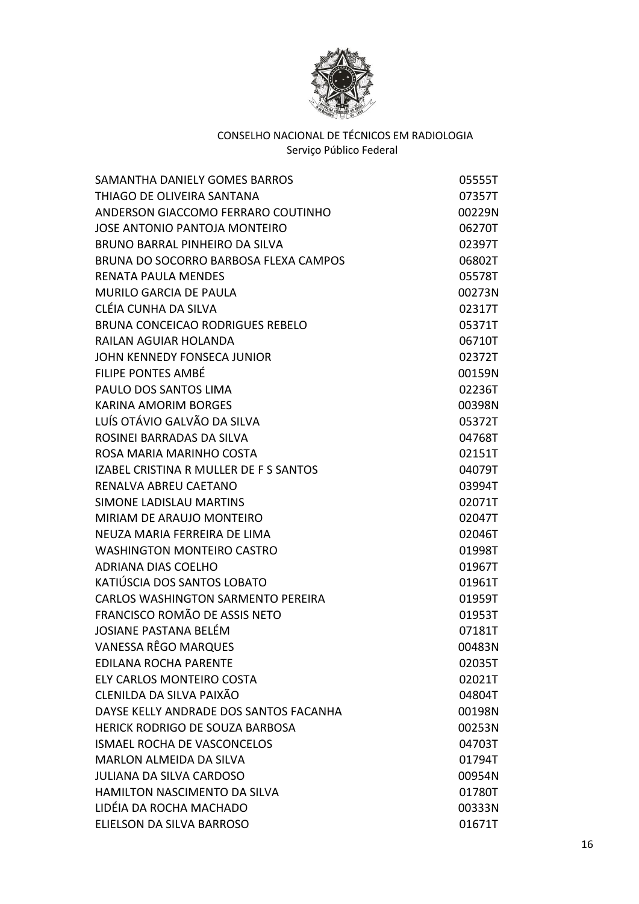CONSELHO NACIONAL DE TÉCNICOS EM RADIOLOGIA
Serviço Público Federal

| | |
|---|---|
| SAMANTHA DANIELY GOMES BARROS | 05555T |
| THIAGO DE OLIVEIRA SANTANA | 07357T |
| ANDERSON GIACCOMO FERRARO COUTINHO | 00229N |
| JOSE ANTONIO PANTOJA MONTEIRO | 06270T |
| BRUNO BARRAL PINHEIRO DA SILVA | 02397T |
| BRUNA DO SOCORRO BARBOSA FLEXA CAMPOS | 06802T |
| RENATA PAULA MENDES | 05578T |
| MURILO GARCIA DE PAULA | 00273N |
| CLÉIA CUNHA DA SILVA | 02317T |
| BRUNA CONCEICAO RODRIGUES REBELO | 05371T |
| RAILAN AGUIAR HOLANDA | 06710T |
| JOHN KENNEDY FONSECA JUNIOR | 02372T |
| FILIPE PONTES AMBÉ | 00159N |
| PAULO DOS SANTOS LIMA | 02236T |
| KARINA AMORIM BORGES | 00398N |
| LUÍS OTÁVIO GALVÃO DA SILVA | 05372T |
| ROSINEI BARRADAS DA SILVA | 04768T |
| ROSA MARIA MARINHO COSTA | 02151T |
| IZABEL CRISTINA R MULLER DE F S SANTOS | 04079T |
| RENALVA ABREU CAETANO | 03994T |
| SIMONE LADISLAU MARTINS | 02071T |
| MIRIAM DE ARAUJO MONTEIRO | 02047T |
| NEUZA MARIA FERREIRA DE LIMA | 02046T |
| WASHINGTON MONTEIRO CASTRO | 01998T |
| ADRIANA DIAS COELHO | 01967T |
| KATIÚSCIA DOS SANTOS LOBATO | 01961T |
| CARLOS WASHINGTON SARMENTO PEREIRA | 01959T |
| FRANCISCO ROMÃO DE ASSIS NETO | 01953T |
| JOSIANE PASTANA BELÉM | 07181T |
| VANESSA RÊGO MARQUES | 00483N |
| EDILANA ROCHA PARENTE | 02035T |
| ELY CARLOS MONTEIRO COSTA | 02021T |
| CLENILDA DA SILVA PAIXÃO | 04804T |
| DAYSE KELLY ANDRADE DOS SANTOS FACANHA | 00198N |
| HERICK RODRIGO DE SOUZA BARBOSA | 00253N |
| ISMAEL ROCHA DE VASCONCELOS | 04703T |
| MARLON ALMEIDA DA SILVA | 01794T |
| JULIANA DA SILVA CARDOSO | 00954N |
| HAMILTON NASCIMENTO DA SILVA | 01780T |
| LIDÉIA DA ROCHA MACHADO | 00333N |
| ELIELSON DA SILVA BARROSO | 01671T |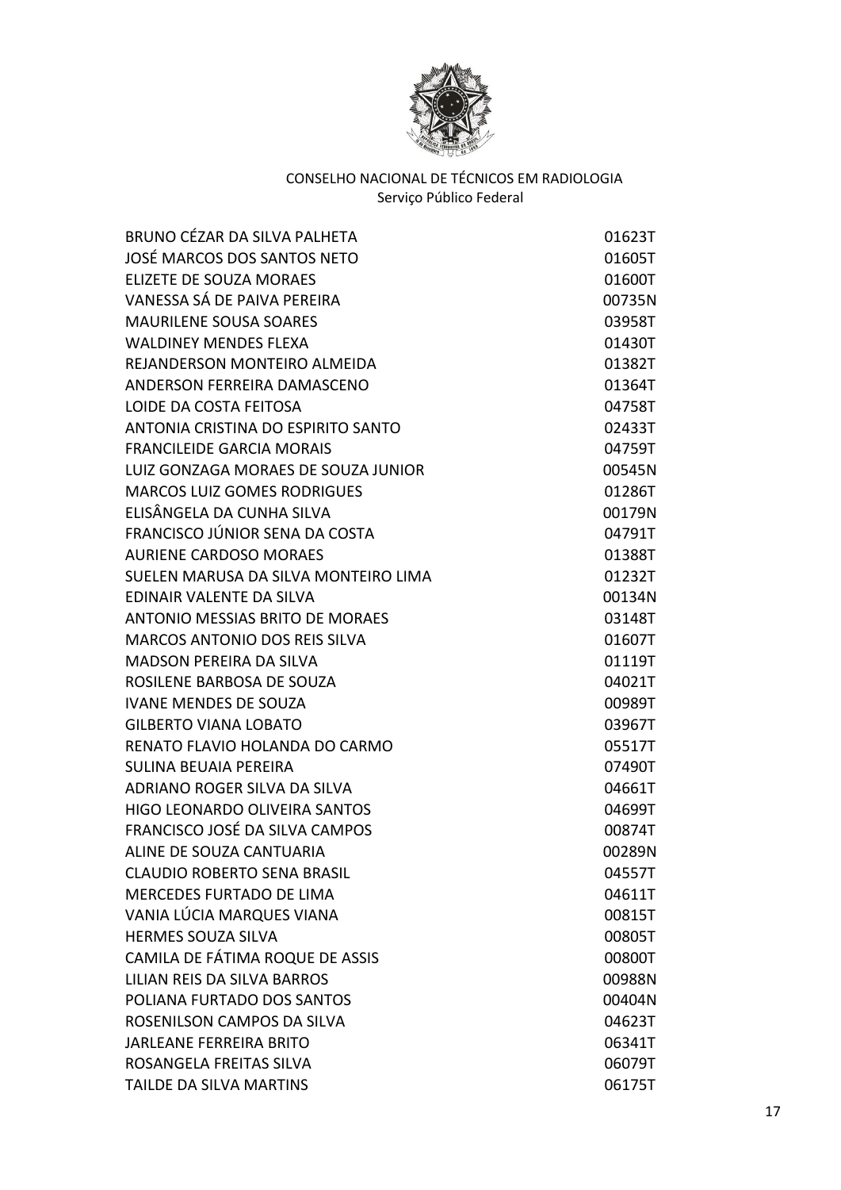CONSELHO NACIONAL DE TÉCNICOS EM RADIOLOGIA
Serviço Público Federal

| | |
|---|---|
| BRUNO CÉZAR DA SILVA PALHETA | 01623T |
| JOSÉ MARCOS DOS SANTOS NETO | 01605T |
| ELIZETE DE SOUZA MORAES | 01600T |
| VANESSA SÁ DE PAIVA PEREIRA | 00735N |
| MAURILENE SOUSA SOARES | 03958T |
| WALDINEY MENDES FLEXA | 01430T |
| REJANDERSON MONTEIRO ALMEIDA | 01382T |
| ANDERSON FERREIRA DAMASCENO | 01364T |
| LOIDE DA COSTA FEITOSA | 04758T |
| ANTONIA CRISTINA DO ESPIRITO SANTO | 02433T |
| FRANCILEIDE GARCIA MORAIS | 04759T |
| LUIZ GONZAGA MORAES DE SOUZA JUNIOR | 00545N |
| MARCOS LUIZ GOMES RODRIGUES | 01286T |
| ELISÂNGELA DA CUNHA SILVA | 00179N |
| FRANCISCO JÚNIOR SENA DA COSTA | 04791T |
| AURIENE CARDOSO MORAES | 01388T |
| SUELEN MARUSA DA SILVA MONTEIRO LIMA | 01232T |
| EDINAIR VALENTE DA SILVA | 00134N |
| ANTONIO MESSIAS BRITO DE MORAES | 03148T |
| MARCOS ANTONIO DOS REIS SILVA | 01607T |
| MADSON PEREIRA DA SILVA | 01119T |
| ROSILENE BARBOSA DE SOUZA | 04021T |
| IVANE MENDES DE SOUZA | 00989T |
| GILBERTO VIANA LOBATO | 03967T |
| RENATO FLAVIO HOLANDA DO CARMO | 05517T |
| SULINA BEUAIA PEREIRA | 07490T |
| ADRIANO ROGER SILVA DA SILVA | 04661T |
| HIGO LEONARDO OLIVEIRA SANTOS | 04699T |
| FRANCISCO JOSÉ DA SILVA CAMPOS | 00874T |
| ALINE DE SOUZA CANTUARIA | 00289N |
| CLAUDIO ROBERTO SENA BRASIL | 04557T |
| MERCEDES FURTADO DE LIMA | 04611T |
| VANIA LÚCIA MARQUES VIANA | 00815T |
| HERMES SOUZA SILVA | 00805T |
| CAMILA DE FÁTIMA ROQUE DE ASSIS | 00800T |
| LILIAN REIS DA SILVA BARROS | 00988N |
| POLIANA FURTADO DOS SANTOS | 00404N |
| ROSENILSON CAMPOS DA SILVA | 04623T |
| JARLEANE FERREIRA BRITO | 06341T |
| ROSANGELA FREITAS SILVA | 06079T |
| TAILDE DA SILVA MARTINS | 06175T |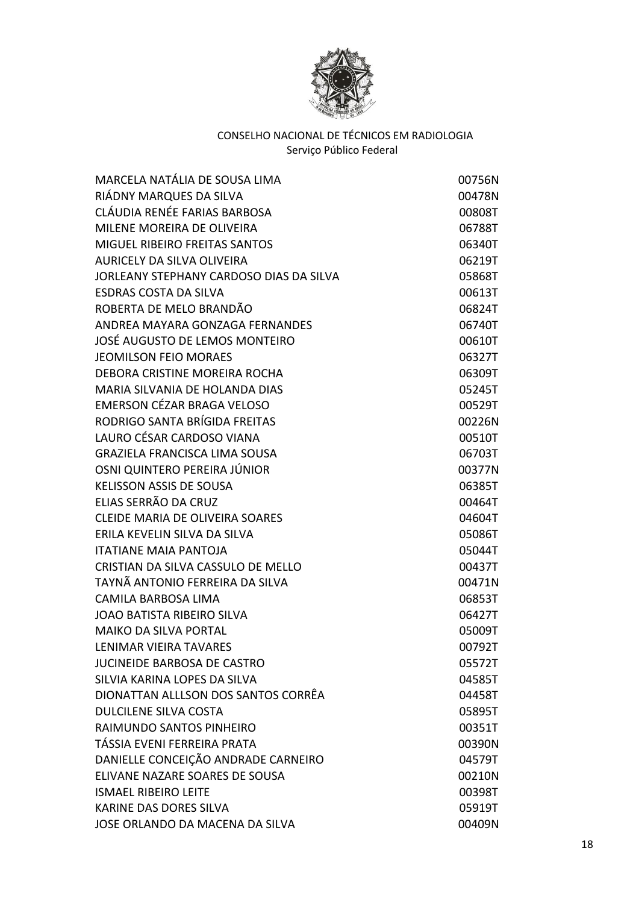CONSELHO NACIONAL DE TÉCNICOS EM RADIOLOGIA
Serviço Público Federal

| | |
|---|---|
| MARCELA NATÁLIA DE SOUSA LIMA | 00756N |
| RIÁDNY MARQUES DA SILVA | 00478N |
| CLÁUDIA RENÉE FARIAS BARBOSA | 00808T |
| MILENE MOREIRA DE OLIVEIRA | 06788T |
| MIGUEL RIBEIRO FREITAS SANTOS | 06340T |
| AURICELY DA SILVA OLIVEIRA | 06219T |
| JORLEANY STEPHANY CARDOSO DIAS DA SILVA | 05868T |
| ESDRAS COSTA DA SILVA | 00613T |
| ROBERTA DE MELO BRANDÃO | 06824T |
| ANDREA MAYARA GONZAGA FERNANDES | 06740T |
| JOSÉ AUGUSTO DE LEMOS MONTEIRO | 00610T |
| JEOMILSON FEIO MORAES | 06327T |
| DEBORA CRISTINE MOREIRA ROCHA | 06309T |
| MARIA SILVANIA DE HOLANDA DIAS | 05245T |
| EMERSON CÉZAR BRAGA VELOSO | 00529T |
| RODRIGO SANTA BRÍGIDA FREITAS | 00226N |
| LAURO CÉSAR CARDOSO VIANA | 00510T |
| GRAZIELA FRANCISCA LIMA SOUSA | 06703T |
| OSNI QUINTERO PEREIRA JÚNIOR | 00377N |
| KELISSON ASSIS DE SOUSA | 06385T |
| ELIAS SERRÃO DA CRUZ | 00464T |
| CLEIDE MARIA DE OLIVEIRA SOARES | 04604T |
| ERILA KEVELIN SILVA DA SILVA | 05086T |
| ITATIANE MAIA PANTOJA | 05044T |
| CRISTIAN DA SILVA CASSULO DE MELLO | 00437T |
| TAYNÃ ANTONIO FERREIRA DA SILVA | 00471N |
| CAMILA BARBOSA LIMA | 06853T |
| JOAO BATISTA RIBEIRO SILVA | 06427T |
| MAIKO DA SILVA PORTAL | 05009T |
| LENIMAR VIEIRA TAVARES | 00792T |
| JUCINEIDE BARBOSA DE CASTRO | 05572T |
| SILVIA KARINA LOPES DA SILVA | 04585T |
| DIONATTAN ALLLSON DOS SANTOS CORRÊA | 04458T |
| DULCILENE SILVA COSTA | 05895T |
| RAIMUNDO SANTOS PINHEIRO | 00351T |
| TÁSSIA EVENI FERREIRA PRATA | 00390N |
| DANIELLE CONCEIÇÃO ANDRADE CARNEIRO | 04579T |
| ELIVANE NAZARE SOARES DE SOUSA | 00210N |
| ISMAEL RIBEIRO LEITE | 00398T |
| KARINE DAS DORES SILVA | 05919T |
| JOSE ORLANDO DA MACENA DA SILVA | 00409N |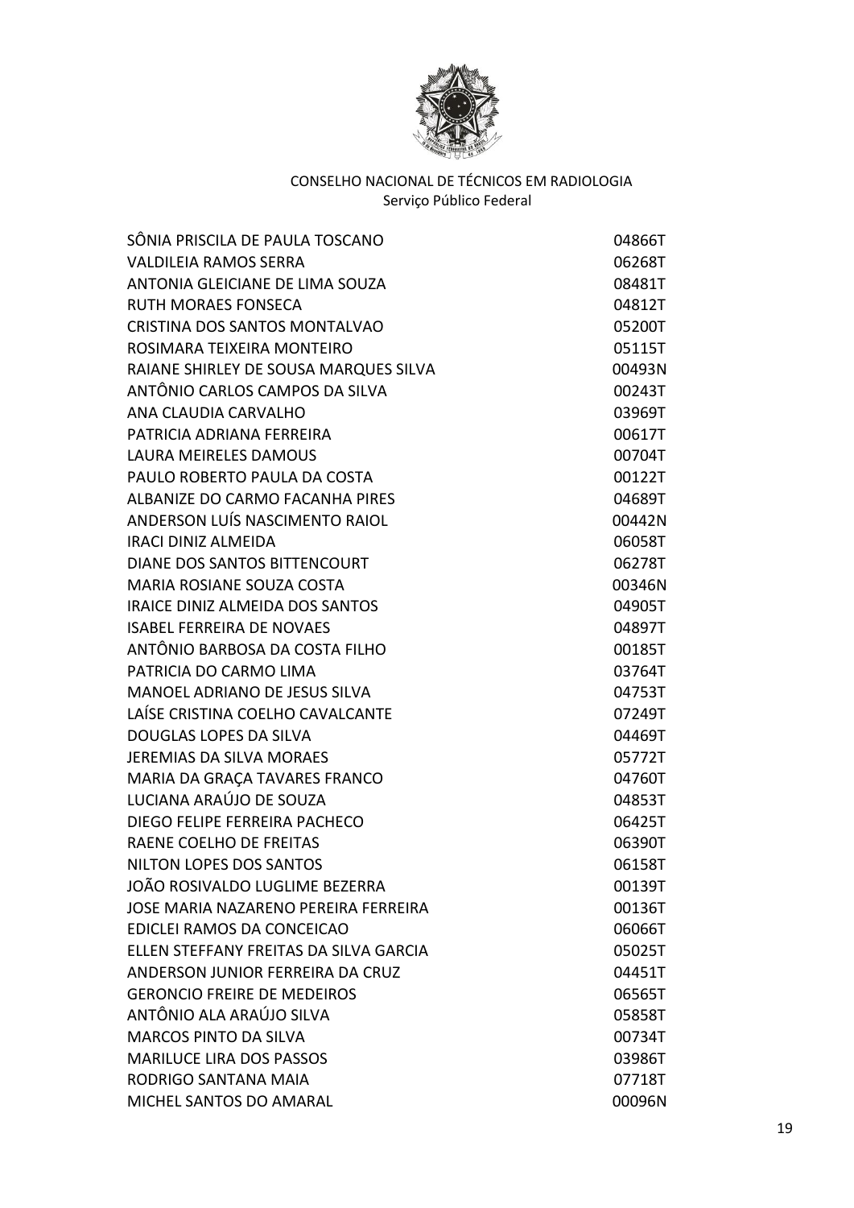CONSELHO NACIONAL DE TÉCNICOS EM RADIOLOGIA
Serviço Público Federal

| | |
|---|---|
| SÔNIA PRISCILA DE PAULA TOSCANO | 04866T |
| VALDILEIA RAMOS SERRA | 06268T |
| ANTONIA GLEICIANE DE LIMA SOUZA | 08481T |
| RUTH MORAES FONSECA | 04812T |
| CRISTINA DOS SANTOS MONTALVAO | 05200T |
| ROSIMARA TEIXEIRA MONTEIRO | 05115T |
| RAIANE SHIRLEY DE SOUSA MARQUES SILVA | 00493N |
| ANTÔNIO CARLOS CAMPOS DA SILVA | 00243T |
| ANA CLAUDIA CARVALHO | 03969T |
| PATRICIA ADRIANA FERREIRA | 00617T |
| LAURA MEIRELES DAMOUS | 00704T |
| PAULO ROBERTO PAULA DA COSTA | 00122T |
| ALBANIZE DO CARMO FACANHA PIRES | 04689T |
| ANDERSON LUÍS NASCIMENTO RAIOL | 00442N |
| IRACI DINIZ ALMEIDA | 06058T |
| DIANE DOS SANTOS BITTENCOURT | 06278T |
| MARIA ROSIANE SOUZA COSTA | 00346N |
| IRAICE DINIZ ALMEIDA DOS SANTOS | 04905T |
| ISABEL FERREIRA DE NOVAES | 04897T |
| ANTÔNIO BARBOSA DA COSTA FILHO | 00185T |
| PATRICIA DO CARMO LIMA | 03764T |
| MANOEL ADRIANO DE JESUS SILVA | 04753T |
| LAÍSE CRISTINA COELHO CAVALCANTE | 07249T |
| DOUGLAS LOPES DA SILVA | 04469T |
| JEREMIAS DA SILVA MORAES | 05772T |
| MARIA DA GRAÇA TAVARES FRANCO | 04760T |
| LUCIANA ARAÚJO DE SOUZA | 04853T |
| DIEGO FELIPE FERREIRA PACHECO | 06425T |
| RAENE COELHO DE FREITAS | 06390T |
| NILTON LOPES DOS SANTOS | 06158T |
| JOÃO ROSIVALDO LUGLIME BEZERRA | 00139T |
| JOSE MARIA NAZARENO PEREIRA FERREIRA | 00136T |
| EDICLEI RAMOS DA CONCEICAO | 06066T |
| ELLEN STEFFANY FREITAS DA SILVA GARCIA | 05025T |
| ANDERSON JUNIOR FERREIRA DA CRUZ | 04451T |
| GERONCIO FREIRE DE MEDEIROS | 06565T |
| ANTÔNIO ALA ARAÚJO SILVA | 05858T |
| MARCOS PINTO DA SILVA | 00734T |
| MARILUCE LIRA DOS PASSOS | 03986T |
| RODRIGO SANTANA MAIA | 07718T |
| MICHEL SANTOS DO AMARAL | 00096N |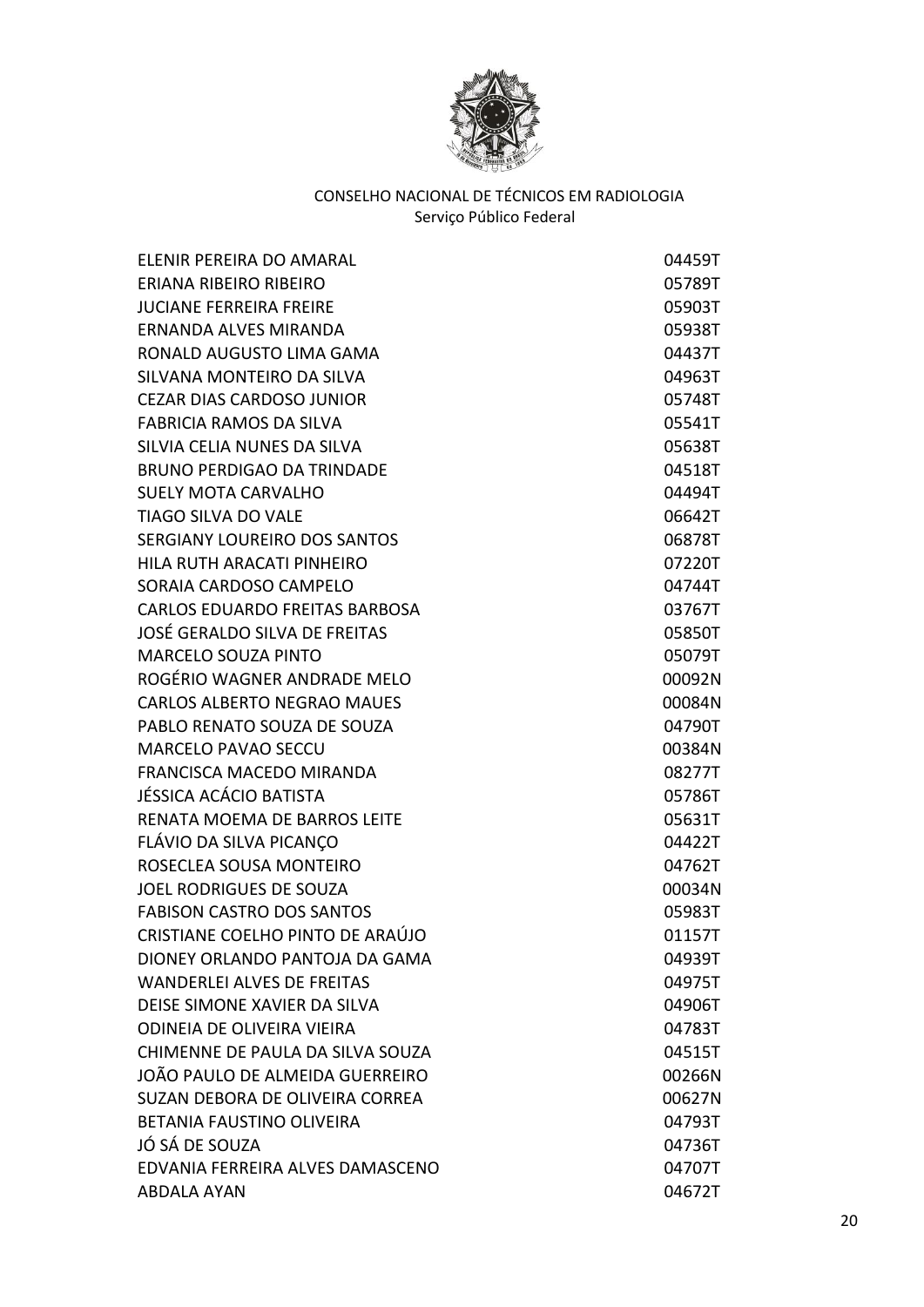CONSELHO NACIONAL DE TÉCNICOS EM RADIOLOGIA
Serviço Público Federal

| | |
|---|---|
| ELENIR PEREIRA DO AMARAL | 04459T |
| ERIANA RIBEIRO RIBEIRO | 05789T |
| JUCIANE FERREIRA FREIRE | 05903T |
| ERNANDA ALVES MIRANDA | 05938T |
| RONALD AUGUSTO LIMA GAMA | 04437T |
| SILVANA MONTEIRO DA SILVA | 04963T |
| CEZAR DIAS CARDOSO JUNIOR | 05748T |
| FABRICIA RAMOS DA SILVA | 05541T |
| SILVIA CELIA NUNES DA SILVA | 05638T |
| BRUNO PERDIGAO DA TRINDADE | 04518T |
| SUELY MOTA CARVALHO | 04494T |
| TIAGO SILVA DO VALE | 06642T |
| SERGIANY LOUREIRO DOS SANTOS | 06878T |
| HILA RUTH ARACATI PINHEIRO | 07220T |
| SORAIA CARDOSO CAMPELO | 04744T |
| CARLOS EDUARDO FREITAS BARBOSA | 03767T |
| JOSÉ GERALDO SILVA DE FREITAS | 05850T |
| MARCELO SOUZA PINTO | 05079T |
| ROGÉRIO WAGNER ANDRADE MELO | 00092N |
| CARLOS ALBERTO NEGRAO MAUES | 00084N |
| PABLO RENATO SOUZA DE SOUZA | 04790T |
| MARCELO PAVAO SECCU | 00384N |
| FRANCISCA MACEDO MIRANDA | 08277T |
| JÉSSICA ACÁCIO BATISTA | 05786T |
| RENATA MOEMA DE BARROS LEITE | 05631T |
| FLÁVIO DA SILVA PICANÇO | 04422T |
| ROSECLEA SOUSA MONTEIRO | 04762T |
| JOEL RODRIGUES DE SOUZA | 00034N |
| FABISON CASTRO DOS SANTOS | 05983T |
| CRISTIANE COELHO PINTO DE ARAÚJO | 01157T |
| DIONEY ORLANDO PANTOJA DA GAMA | 04939T |
| WANDERLEI ALVES DE FREITAS | 04975T |
| DEISE SIMONE XAVIER DA SILVA | 04906T |
| ODINEIA DE OLIVEIRA VIEIRA | 04783T |
| CHIMENNE DE PAULA DA SILVA SOUZA | 04515T |
| JOÃO PAULO DE ALMEIDA GUERREIRO | 00266N |
| SUZAN DEBORA DE OLIVEIRA CORREA | 00627N |
| BETANIA FAUSTINO OLIVEIRA | 04793T |
| JÓ SÁ DE SOUZA | 04736T |
| EDVANIA FERREIRA ALVES DAMASCENO | 04707T |
| ABDALA AYAN | 04672T |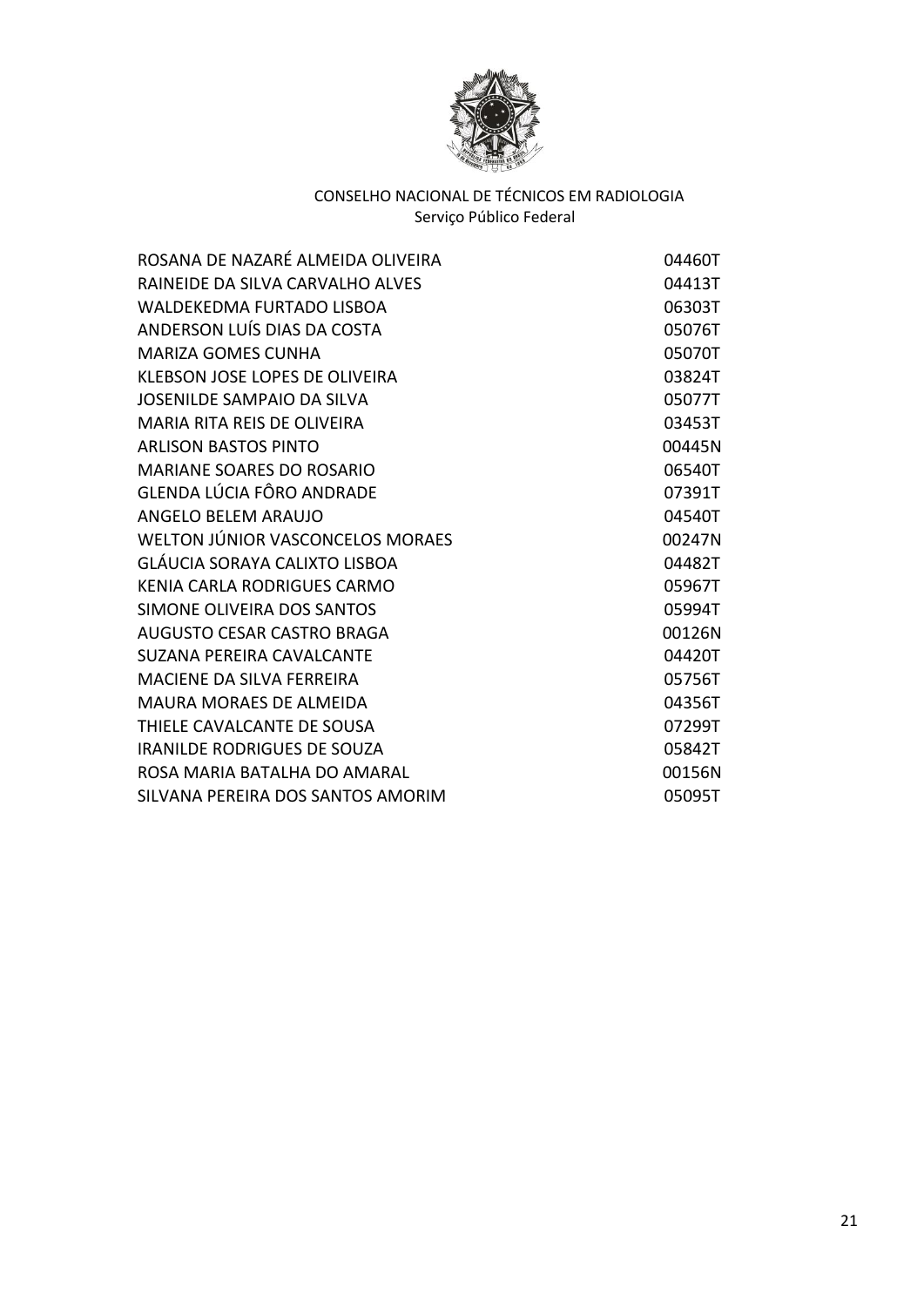CONSELHO NACIONAL DE TÉCNICOS EM RADIOLOGIA
Serviço Público Federal

| | |
|---|---|
| ROSANA DE NAZARÉ ALMEIDA OLIVEIRA | 04460T |
| RAINEIDE DA SILVA CARVALHO ALVES | 04413T |
| WALDEKEDMA FURTADO LISBOA | 06303T |
| ANDERSON LUÍS DIAS DA COSTA | 05076T |
| MARIZA GOMES CUNHA | 05070T |
| KLEBSON JOSE LOPES DE OLIVEIRA | 03824T |
| JOSENILDE SAMPAIO DA SILVA | 05077T |
| MARIA RITA REIS DE OLIVEIRA | 03453T |
| ARLISON BASTOS PINTO | 00445N |
| MARIANE SOARES DO ROSARIO | 06540T |
| GLENDA LÚCIA FÔRO ANDRADE | 07391T |
| ANGELO BELEM ARAUJO | 04540T |
| WELTON JÚNIOR VASCONCELOS MORAES | 00247N |
| GLÁUCIA SORAYA CALIXTO LISBOA | 04482T |
| KENIA CARLA RODRIGUES CARMO | 05967T |
| SIMONE OLIVEIRA DOS SANTOS | 05994T |
| AUGUSTO CESAR CASTRO BRAGA | 00126N |
| SUZANA PEREIRA CAVALCANTE | 04420T |
| MACIENE DA SILVA FERREIRA | 05756T |
| MAURA MORAES DE ALMEIDA | 04356T |
| THIELE CAVALCANTE DE SOUSA | 07299T |
| IRANILDE RODRIGUES DE SOUZA | 05842T |
| ROSA MARIA BATALHA DO AMARAL | 00156N |
| SILVANA PEREIRA DOS SANTOS AMORIM | 05095T |